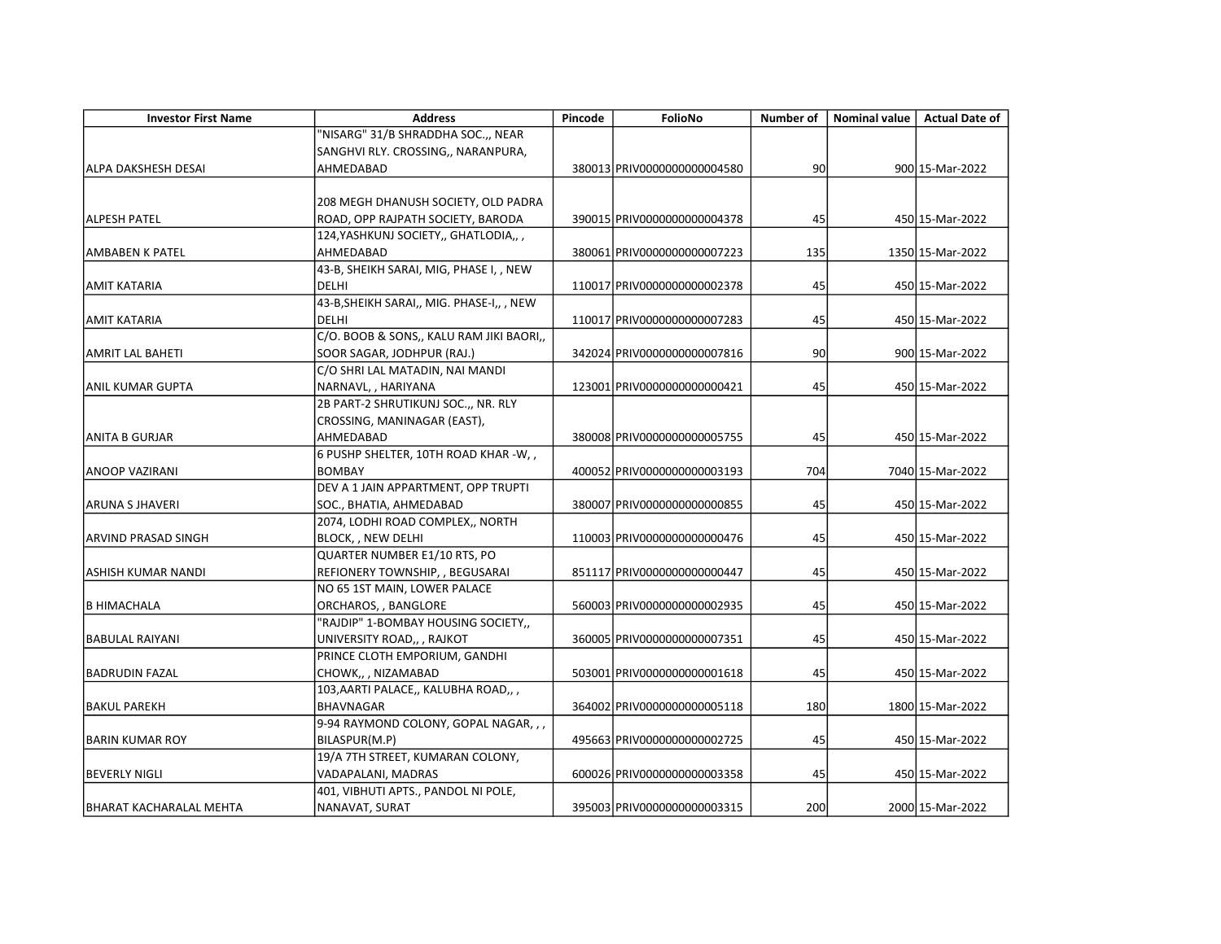| Investor First Name | Address | Pincode | FolioNo | Number of | Nominal value | Actual Date of |
|---|---|---|---|---|---|---|
| ALPA DAKSHESH DESAI | "NISARG" 31/B SHRADDHA SOC.,, NEAR SANGHVI RLY. CROSSING,, NARANPURA, AHMEDABAD | 380013 | PRIV0000000000004580 | 90 | 900 | 15-Mar-2022 |
| ALPESH PATEL | 208 MEGH DHANUSH SOCIETY, OLD PADRA ROAD, OPP RAJPATH SOCIETY, BARODA | 390015 | PRIV0000000000004378 | 45 | 450 | 15-Mar-2022 |
| AMBABEN K PATEL | 124,YASHKUNJ SOCIETY,, GHATLODIA,, , AHMEDABAD | 380061 | PRIV0000000000007223 | 135 | 1350 | 15-Mar-2022 |
| AMIT KATARIA | 43-B, SHEIKH SARAI, MIG, PHASE I, , NEW DELHI | 110017 | PRIV0000000000002378 | 45 | 450 | 15-Mar-2022 |
| AMIT KATARIA | 43-B,SHEIKH SARAI,, MIG. PHASE-I,, , NEW DELHI | 110017 | PRIV0000000000007283 | 45 | 450 | 15-Mar-2022 |
| AMRIT LAL BAHETI | C/O. BOOB & SONS,, KALU RAM JIKI BAORI,, SOOR SAGAR, JODHPUR (RAJ.) | 342024 | PRIV0000000000007816 | 90 | 900 | 15-Mar-2022 |
| ANIL KUMAR GUPTA | C/O SHRI LAL MATADIN, NAI MANDI NARNAVL, , HARIYANA | 123001 | PRIV0000000000000421 | 45 | 450 | 15-Mar-2022 |
| ANITA B GURJAR | 2B PART-2 SHRUTIKUNJ SOC.,, NR. RLY CROSSING, MANINAGAR (EAST), AHMEDABAD | 380008 | PRIV0000000000005755 | 45 | 450 | 15-Mar-2022 |
| ANOOP VAZIRANI | 6 PUSHP SHELTER, 10TH ROAD KHAR -W, , BOMBAY | 400052 | PRIV0000000000003193 | 704 | 7040 | 15-Mar-2022 |
| ARUNA S JHAVERI | DEV A 1 JAIN APPARTMENT, OPP TRUPTI SOC., BHATIA, AHMEDABAD | 380007 | PRIV0000000000000855 | 45 | 450 | 15-Mar-2022 |
| ARVIND PRASAD SINGH | 2074, LODHI ROAD COMPLEX,, NORTH BLOCK, , NEW DELHI | 110003 | PRIV0000000000000476 | 45 | 450 | 15-Mar-2022 |
| ASHISH KUMAR NANDI | QUARTER NUMBER E1/10 RTS, PO REFIONERY TOWNSHIP, , BEGUSARAI | 851117 | PRIV0000000000000447 | 45 | 450 | 15-Mar-2022 |
| B HIMACHALA | NO 65 1ST MAIN, LOWER PALACE ORCHAROS, , BANGLORE | 560003 | PRIV0000000000002935 | 45 | 450 | 15-Mar-2022 |
| BABULAL RAIYANI | "RAJDIP" 1-BOMBAY HOUSING SOCIETY,, UNIVERSITY ROAD,, , RAJKOT | 360005 | PRIV0000000000007351 | 45 | 450 | 15-Mar-2022 |
| BADRUDIN FAZAL | PRINCE CLOTH EMPORIUM, GANDHI CHOWK,, , NIZAMABAD | 503001 | PRIV0000000000001618 | 45 | 450 | 15-Mar-2022 |
| BAKUL PAREKH | 103,AARTI PALACE,, KALUBHA ROAD,, , BHAVNAGAR | 364002 | PRIV0000000000005118 | 180 | 1800 | 15-Mar-2022 |
| BARIN KUMAR ROY | 9-94 RAYMOND COLONY, GOPAL NAGAR, , , BILASPUR(M.P) | 495663 | PRIV0000000000002725 | 45 | 450 | 15-Mar-2022 |
| BEVERLY NIGLI | 19/A 7TH STREET, KUMARAN COLONY, VADAPALANI, MADRAS | 600026 | PRIV0000000000003358 | 45 | 450 | 15-Mar-2022 |
| BHARAT KACHARALAL MEHTA | 401, VIBHUTI APTS., PANDOL NI POLE, NANAVAT, SURAT | 395003 | PRIV0000000000003315 | 200 | 2000 | 15-Mar-2022 |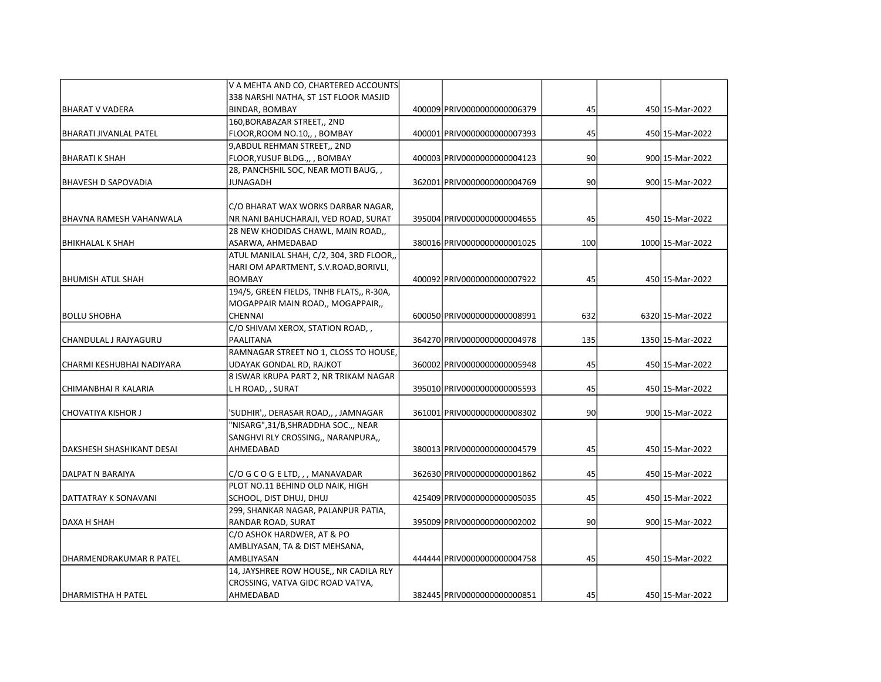| | | | | | | |
|---|---|---|---|---|---|---|
| BHARAT V VADERA | V A MEHTA AND CO, CHARTERED ACCOUNTS 338 NARSHI NATHA, ST 1ST FLOOR MASJID BINDAR, BOMBAY | 400009 | PRIV0000000000006379 | 45 | 450 | 15-Mar-2022 |
| BHARATI JIVANLAL PATEL | 160,BORABAZAR STREET,, 2ND FLOOR,ROOM NO.10,, , BOMBAY | 400001 | PRIV0000000000007393 | 45 | 450 | 15-Mar-2022 |
| BHARATI K SHAH | 9,ABDUL REHMAN STREET,, 2ND FLOOR,YUSUF BLDG.,, , BOMBAY | 400003 | PRIV0000000000004123 | 90 | 900 | 15-Mar-2022 |
| BHAVESH D SAPOVADIA | 28, PANCHSHIL SOC, NEAR MOTI BAUG, , JUNAGADH | 362001 | PRIV0000000000004769 | 90 | 900 | 15-Mar-2022 |
| BHAVNA RAMESH VAHANWALA | C/O BHARAT WAX WORKS DARBAR NAGAR, NR NANI BAHUCHARAJI, VED ROAD, SURAT | 395004 | PRIV0000000000004655 | 45 | 450 | 15-Mar-2022 |
| BHIKHALAL K SHAH | 28 NEW KHODIDAS CHAWL, MAIN ROAD,, ASARWA, AHMEDABAD | 380016 | PRIV0000000000001025 | 100 | 1000 | 15-Mar-2022 |
| BHUMISH ATUL SHAH | ATUL MANILAL SHAH, C/2, 304, 3RD FLOOR,, HARI OM APARTMENT, S.V.ROAD,BORIVLI, BOMBAY | 400092 | PRIV0000000000007922 | 45 | 450 | 15-Mar-2022 |
| BOLLU SHOBHA | 194/5, GREEN FIELDS, TNHB FLATS,, R-30A, MOGAPPAIR MAIN ROAD,, MOGAPPAIR,, CHENNAI | 600050 | PRIV0000000000008991 | 632 | 6320 | 15-Mar-2022 |
| CHANDULAL J RAJYAGURU | C/O SHIVAM XEROX, STATION ROAD, , PAALITANA | 364270 | PRIV0000000000004978 | 135 | 1350 | 15-Mar-2022 |
| CHARMI KESHUBHAI NADIYARA | RAMNAGAR STREET NO 1, CLOSS TO HOUSE, UDAYAK GONDAL RD, RAJKOT | 360002 | PRIV0000000000005948 | 45 | 450 | 15-Mar-2022 |
| CHIMANBHAI R KALARIA | 8 ISWAR KRUPA PART 2, NR TRIKAM NAGAR L H ROAD, , SURAT | 395010 | PRIV0000000000005593 | 45 | 450 | 15-Mar-2022 |
| CHOVATIYA KISHOR J | 'SUDHIR',, DERASAR ROAD,, , JAMNAGAR | 361001 | PRIV0000000000008302 | 90 | 900 | 15-Mar-2022 |
| DAKSHESH SHASHIKANT DESAI | "NISARG",31/B,SHRADDHA SOC.,, NEAR SANGHVI RLY CROSSING,, NARANPURA,, AHMEDABAD | 380013 | PRIV0000000000004579 | 45 | 450 | 15-Mar-2022 |
| DALPAT N BARAIYA | C/O G C O G E LTD, , , MANAVADAR | 362630 | PRIV0000000000001862 | 45 | 450 | 15-Mar-2022 |
| DATTATRAY K SONAVANI | PLOT NO.11 BEHIND OLD NAIK, HIGH SCHOOL, DIST DHUJ, DHUJ | 425409 | PRIV0000000000005035 | 45 | 450 | 15-Mar-2022 |
| DAXA H SHAH | 299, SHANKAR NAGAR, PALANPUR PATIA, RANDAR ROAD, SURAT | 395009 | PRIV0000000000002002 | 90 | 900 | 15-Mar-2022 |
| DHARMENDRAKUMAR R PATEL | C/O ASHOK HARDWER, AT & PO AMBLIYASAN, TA & DIST MEHSANA, AMBLIYASAN | 444444 | PRIV0000000000004758 | 45 | 450 | 15-Mar-2022 |
| DHARMISTHA H PATEL | 14, JAYSHREE ROW HOUSE,, NR CADILA RLY CROSSING, VATVA GIDC ROAD VATVA, AHMEDABAD | 382445 | PRIV0000000000000851 | 45 | 450 | 15-Mar-2022 |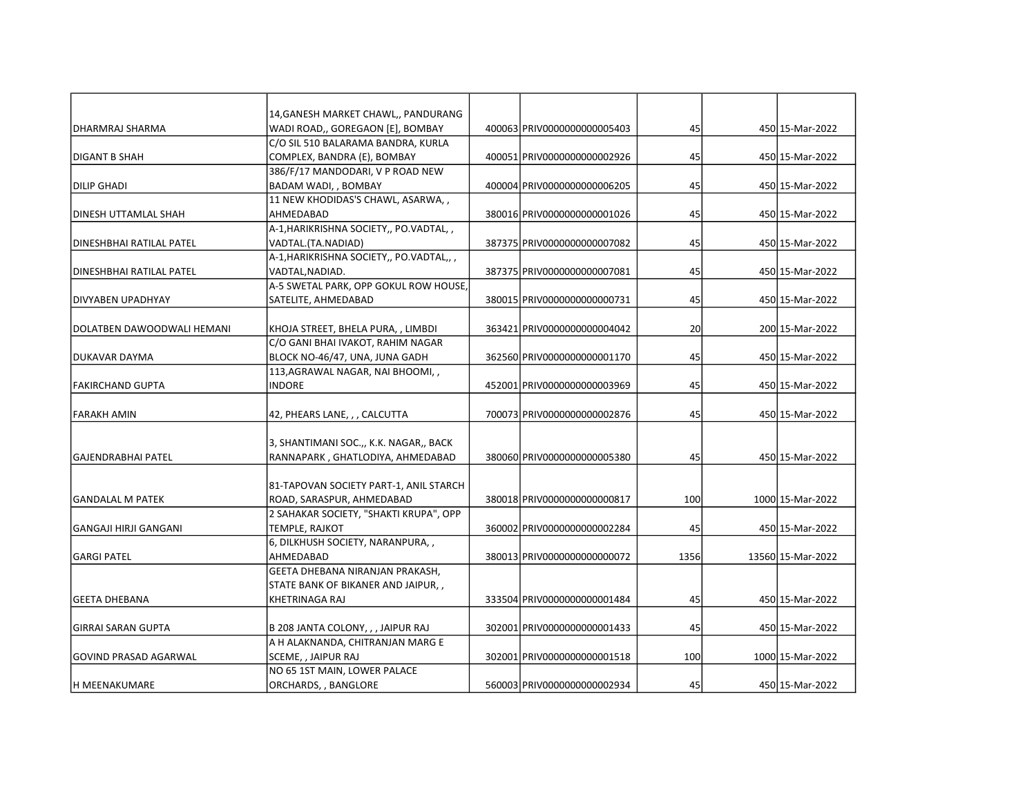| | | | | | | |
|---|---|---|---|---|---|---|
| DHARMRAJ SHARMA | 14,GANESH MARKET CHAWL,, PANDURANG WADI ROAD,, GOREGAON [E], BOMBAY | 400063 | PRIV0000000000005403 | 45 | 450 | 15-Mar-2022 |
| DIGANT B SHAH | C/O SIL 510 BALARAMA BANDRA, KURLA COMPLEX, BANDRA (E), BOMBAY | 400051 | PRIV0000000000002926 | 45 | 450 | 15-Mar-2022 |
| DILIP GHADI | 386/F/17 MANDODARI, V P ROAD NEW BADAM WADI, , BOMBAY | 400004 | PRIV0000000000006205 | 45 | 450 | 15-Mar-2022 |
| DINESH UTTAMLAL SHAH | 11 NEW KHODIDAS'S CHAWL, ASARWA, , AHMEDABAD | 380016 | PRIV0000000000001026 | 45 | 450 | 15-Mar-2022 |
| DINESHBHAI RATILAL PATEL | A-1,HARIKRISHNA SOCIETY,, PO.VADTAL, , VADTAL.(TA.NADIAD) | 387375 | PRIV0000000000007082 | 45 | 450 | 15-Mar-2022 |
| DINESHBHAI RATILAL PATEL | A-1,HARIKRISHNA SOCIETY,, PO.VADTAL,, , VADTAL,NADIAD. | 387375 | PRIV0000000000007081 | 45 | 450 | 15-Mar-2022 |
| DIVYABEN UPADHYAY | A-5 SWETAL PARK, OPP GOKUL ROW HOUSE, SATELITE, AHMEDABAD | 380015 | PRIV0000000000000731 | 45 | 450 | 15-Mar-2022 |
| DOLATBEN DAWOODWALI HEMANI | KHOJA STREET, BHELA PURA, , LIMBDI | 363421 | PRIV0000000000004042 | 20 | 200 | 15-Mar-2022 |
| DUKAVAR DAYMA | C/O GANI BHAI IVAKOT, RAHIM NAGAR BLOCK NO-46/47, UNA, JUNA GADH | 362560 | PRIV0000000000001170 | 45 | 450 | 15-Mar-2022 |
| FAKIRCHAND GUPTA | 113,AGRAWAL NAGAR, NAI BHOOMI, , INDORE | 452001 | PRIV0000000000003969 | 45 | 450 | 15-Mar-2022 |
| FARAKH AMIN | 42, PHEARS LANE, , , CALCUTTA | 700073 | PRIV0000000000002876 | 45 | 450 | 15-Mar-2022 |
| GAJENDRABHAI PATEL | 3, SHANTIMANI SOC.,, K.K. NAGAR,, BACK RANNAPARK , GHATLODIYA, AHMEDABAD | 380060 | PRIV0000000000005380 | 45 | 450 | 15-Mar-2022 |
| GANDALAL M PATEK | 81-TAPOVAN SOCIETY PART-1, ANIL STARCH ROAD, SARASPUR, AHMEDABAD | 380018 | PRIV0000000000000817 | 100 | 1000 | 15-Mar-2022 |
| GANGAJI HIRJI GANGANI | 2 SAHAKAR SOCIETY, "SHAKTI KRUPA", OPP TEMPLE, RAJKOT | 360002 | PRIV0000000000002284 | 45 | 450 | 15-Mar-2022 |
| GARGI PATEL | 6, DILKHUSH SOCIETY, NARANPURA, , AHMEDABAD | 380013 | PRIV0000000000000072 | 1356 | 13560 | 15-Mar-2022 |
| GEETA DHEBANA | GEETA DHEBANA NIRANJAN PRAKASH, STATE BANK OF BIKANER AND JAIPUR, , KHETRINAGA RAJ | 333504 | PRIV0000000000001484 | 45 | 450 | 15-Mar-2022 |
| GIRRAI SARAN GUPTA | B 208 JANTA COLONY, , , JAIPUR RAJ | 302001 | PRIV0000000000001433 | 45 | 450 | 15-Mar-2022 |
| GOVIND PRASAD AGARWAL | A H ALAKNANDA, CHITRANJAN MARG E SCEME, , JAIPUR RAJ | 302001 | PRIV0000000000001518 | 100 | 1000 | 15-Mar-2022 |
| H MEENAKUMARE | NO 65 1ST MAIN, LOWER PALACE ORCHARDS, , BANGLORE | 560003 | PRIV0000000000002934 | 45 | 450 | 15-Mar-2022 |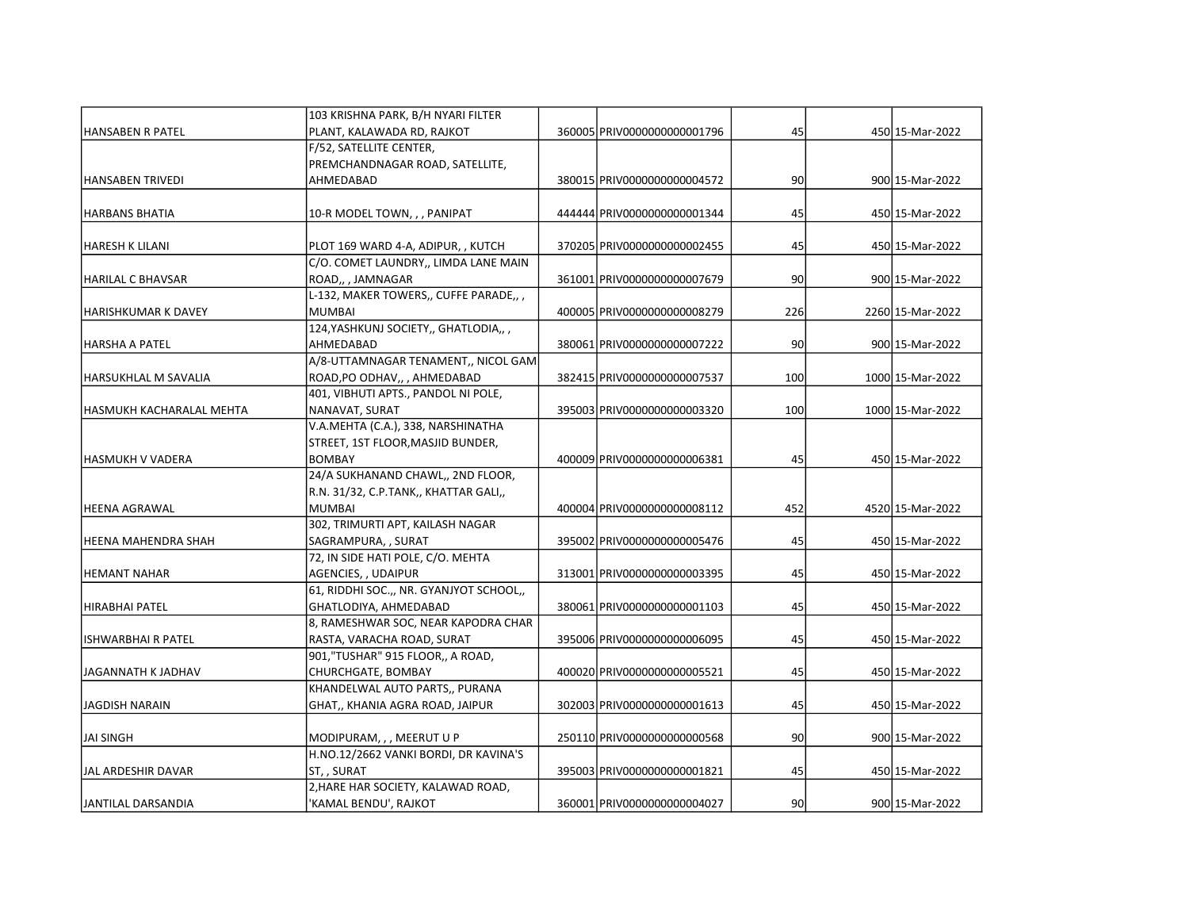| | | | | | | |
|---|---|---|---|---|---|---|
| HANSABEN R PATEL | 103 KRISHNA PARK, B/H NYARI FILTER PLANT, KALAWADA RD, RAJKOT | 360005 | PRIV0000000000001796 | 45 | 450 | 15-Mar-2022 |
| HANSABEN TRIVEDI | F/52, SATELLITE CENTER, PREMCHANDNAGAR ROAD, SATELLITE, AHMEDABAD | 380015 | PRIV0000000000004572 | 90 | 900 | 15-Mar-2022 |
| HARBANS BHATIA | 10-R MODEL TOWN, , , PANIPAT | 444444 | PRIV0000000000001344 | 45 | 450 | 15-Mar-2022 |
| HARESH K LILANI | PLOT 169 WARD 4-A, ADIPUR, , KUTCH | 370205 | PRIV0000000000002455 | 45 | 450 | 15-Mar-2022 |
| HARILAL C BHAVSAR | C/O. COMET LAUNDRY,, LIMDA LANE MAIN ROAD,, , JAMNAGAR | 361001 | PRIV0000000000007679 | 90 | 900 | 15-Mar-2022 |
| HARISHKUMAR K DAVEY | L-132, MAKER TOWERS,, CUFFE PARADE,, , MUMBAI | 400005 | PRIV0000000000008279 | 226 | 2260 | 15-Mar-2022 |
| HARSHA A PATEL | 124,YASHKUNJ SOCIETY,, GHATLODIA,, , AHMEDABAD | 380061 | PRIV0000000000007222 | 90 | 900 | 15-Mar-2022 |
| HARSUKHLAL M SAVALIA | A/8-UTTAMNAGAR TENAMENT,, NICOL GAM ROAD,PO ODHAV,, , AHMEDABAD | 382415 | PRIV0000000000007537 | 100 | 1000 | 15-Mar-2022 |
| HASMUKH KACHARALAL MEHTA | 401, VIBHUTI APTS., PANDOL NI POLE, NANAVAT, SURAT | 395003 | PRIV0000000000003320 | 100 | 1000 | 15-Mar-2022 |
| HASMUKH V VADERA | V.A.MEHTA (C.A.), 338, NARSHINATHA STREET, 1ST FLOOR,MASJID BUNDER, BOMBAY | 400009 | PRIV0000000000006381 | 45 | 450 | 15-Mar-2022 |
| HEENA AGRAWAL | 24/A SUKHANAND CHAWL,, 2ND FLOOR, R.N. 31/32, C.P.TANK,, KHATTAR GALI,, MUMBAI | 400004 | PRIV0000000000008112 | 452 | 4520 | 15-Mar-2022 |
| HEENA MAHENDRA SHAH | 302, TRIMURTI APT, KAILASH NAGAR SAGRAMPURA, , SURAT | 395002 | PRIV0000000000005476 | 45 | 450 | 15-Mar-2022 |
| HEMANT NAHAR | 72, IN SIDE HATI POLE, C/O. MEHTA AGENCIES, , UDAIPUR | 313001 | PRIV0000000000003395 | 45 | 450 | 15-Mar-2022 |
| HIRABHAI PATEL | 61, RIDDHI SOC.,, NR. GYANJYOT SCHOOL,, GHATLODIYA, AHMEDABAD | 380061 | PRIV0000000000001103 | 45 | 450 | 15-Mar-2022 |
| ISHWARBHAI R PATEL | 8, RAMESHWAR SOC, NEAR KAPODRA CHAR RASTA, VARACHA ROAD, SURAT | 395006 | PRIV0000000000006095 | 45 | 450 | 15-Mar-2022 |
| JAGANNATH K JADHAV | 901,"TUSHAR" 915 FLOOR,, A ROAD, CHURCHGATE, BOMBAY | 400020 | PRIV0000000000005521 | 45 | 450 | 15-Mar-2022 |
| JAGDISH NARAIN | KHANDELWAL AUTO PARTS,, PURANA GHAT,, KHANIA AGRA ROAD, JAIPUR | 302003 | PRIV0000000000001613 | 45 | 450 | 15-Mar-2022 |
| JAI SINGH | MODIPURAM, , , MEERUT U P | 250110 | PRIV0000000000000568 | 90 | 900 | 15-Mar-2022 |
| JAL ARDESHIR DAVAR | H.NO.12/2662 VANKI BORDI, DR KAVINA'S ST, , SURAT | 395003 | PRIV0000000000001821 | 45 | 450 | 15-Mar-2022 |
| JANTILAL DARSANDIA | 2,HARE HAR SOCIETY, KALAWAD ROAD, 'KAMAL BENDU', RAJKOT | 360001 | PRIV0000000000004027 | 90 | 900 | 15-Mar-2022 |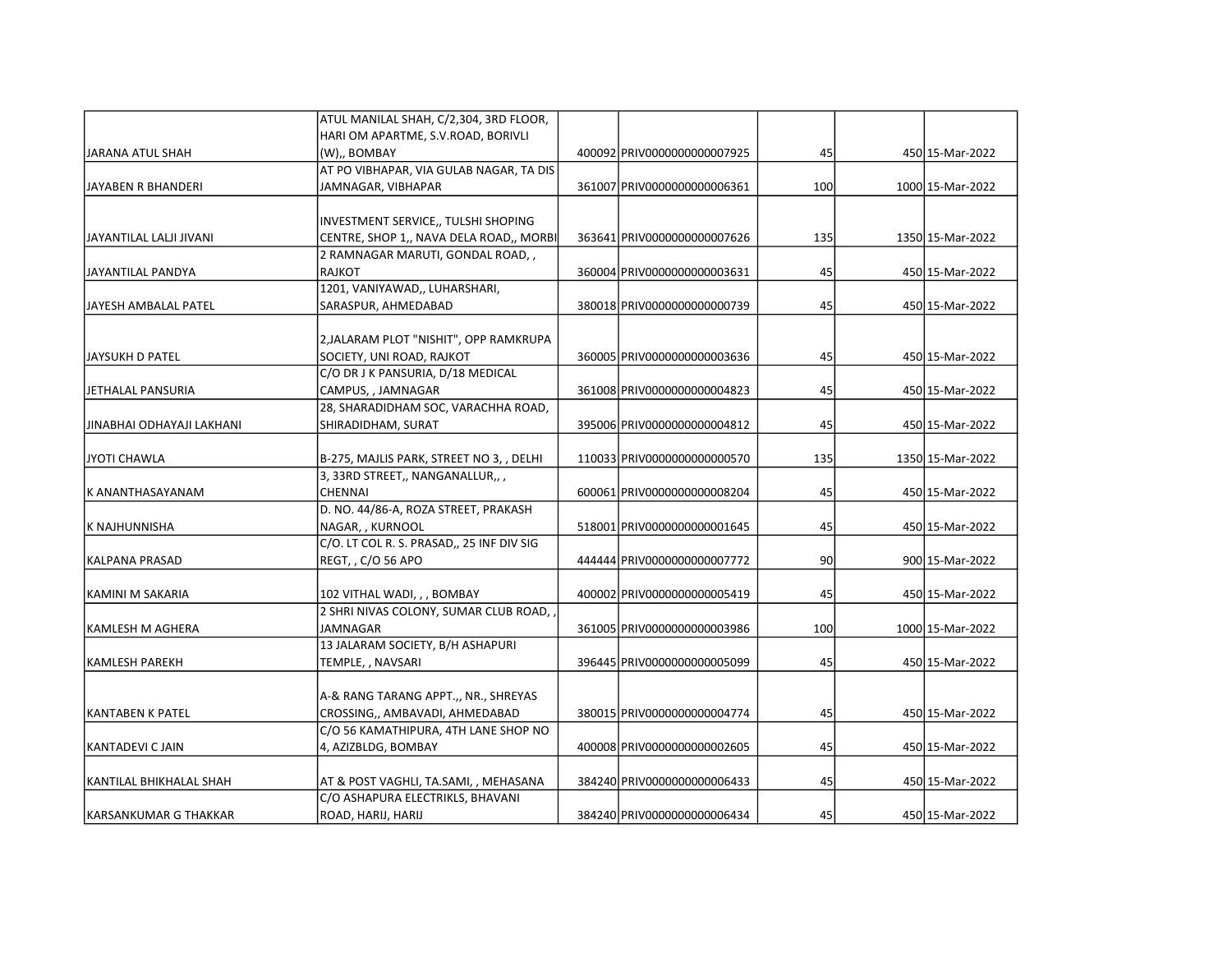| | | | | | | |
|---|---|---|---|---|---|---|
| JARANA ATUL SHAH | ATUL MANILAL SHAH, C/2,304, 3RD FLOOR, HARI OM APARTME, S.V.ROAD, BORIVLI (W),, BOMBAY | 400092 | PRIV0000000000007925 | 45 | 450 | 15-Mar-2022 |
| JAYABEN R BHANDERI | AT PO VIBHAPAR, VIA GULAB NAGAR, TA DIS JAMNAGAR, VIBHAPAR | 361007 | PRIV0000000000006361 | 100 | 1000 | 15-Mar-2022 |
| JAYANTILAL LALJI JIVANI | INVESTMENT SERVICE,, TULSHI SHOPING CENTRE, SHOP 1,, NAVA DELA ROAD,, MORBI | 363641 | PRIV0000000000007626 | 135 | 1350 | 15-Mar-2022 |
| JAYANTILAL PANDYA | 2 RAMNAGAR MARUTI, GONDAL ROAD, , RAJKOT | 360004 | PRIV0000000000003631 | 45 | 450 | 15-Mar-2022 |
| JAYESH AMBALAL PATEL | 1201, VANIYAWAD,, LUHARSHARI, SARASPUR, AHMEDABAD | 380018 | PRIV0000000000000739 | 45 | 450 | 15-Mar-2022 |
| JAYSUKH D PATEL | 2,JALARAM PLOT "NISHIT", OPP RAMKRUPA SOCIETY, UNI ROAD, RAJKOT | 360005 | PRIV0000000000003636 | 45 | 450 | 15-Mar-2022 |
| JETHALAL PANSURIA | C/O DR J K PANSURIA, D/18 MEDICAL CAMPUS, , JAMNAGAR | 361008 | PRIV0000000000004823 | 45 | 450 | 15-Mar-2022 |
| JINABHAI ODHAYAJI LAKHANI | 28, SHARADIDHAM SOC, VARACHHA ROAD, SHIRADIDHAM, SURAT | 395006 | PRIV0000000000004812 | 45 | 450 | 15-Mar-2022 |
| JYOTI CHAWLA | B-275, MAJLIS PARK, STREET NO 3, , DELHI | 110033 | PRIV0000000000000570 | 135 | 1350 | 15-Mar-2022 |
| K ANANTHASAYANAM | 3, 33RD STREET,, NANGANALLUR,, , CHENNAI | 600061 | PRIV0000000000008204 | 45 | 450 | 15-Mar-2022 |
| K NAJHUNNISHA | D. NO. 44/86-A, ROZA STREET, PRAKASH NAGAR, , KURNOOL | 518001 | PRIV0000000000001645 | 45 | 450 | 15-Mar-2022 |
| KALPANA PRASAD | C/O. LT COL R. S. PRASAD,, 25 INF DIV SIG REGT, , C/O 56 APO | 444444 | PRIV0000000000007772 | 90 | 900 | 15-Mar-2022 |
| KAMINI M SAKARIA | 102 VITHAL WADI, , , BOMBAY | 400002 | PRIV0000000000005419 | 45 | 450 | 15-Mar-2022 |
| KAMLESH M AGHERA | 2 SHRI NIVAS COLONY, SUMAR CLUB ROAD, , JAMNAGAR | 361005 | PRIV0000000000003986 | 100 | 1000 | 15-Mar-2022 |
| KAMLESH PAREKH | 13 JALARAM SOCIETY, B/H ASHAPURI TEMPLE, , NAVSARI | 396445 | PRIV0000000000005099 | 45 | 450 | 15-Mar-2022 |
| KANTABEN K PATEL | A-& RANG TARANG APPT.,, NR., SHREYAS CROSSING,, AMBAVADI, AHMEDABAD | 380015 | PRIV0000000000004774 | 45 | 450 | 15-Mar-2022 |
| KANTADEVI C JAIN | C/O 56 KAMATHIPURA, 4TH LANE SHOP NO 4, AZIZBLDG, BOMBAY | 400008 | PRIV0000000000002605 | 45 | 450 | 15-Mar-2022 |
| KANTILAL BHIKHALAL SHAH | AT & POST VAGHLI, TA.SAMI, , MEHASANA | 384240 | PRIV0000000000006433 | 45 | 450 | 15-Mar-2022 |
| KARSANKUMAR G THAKKAR | C/O ASHAPURA ELECTRIKLS, BHAVANI ROAD, HARIJ, HARIJ | 384240 | PRIV0000000000006434 | 45 | 450 | 15-Mar-2022 |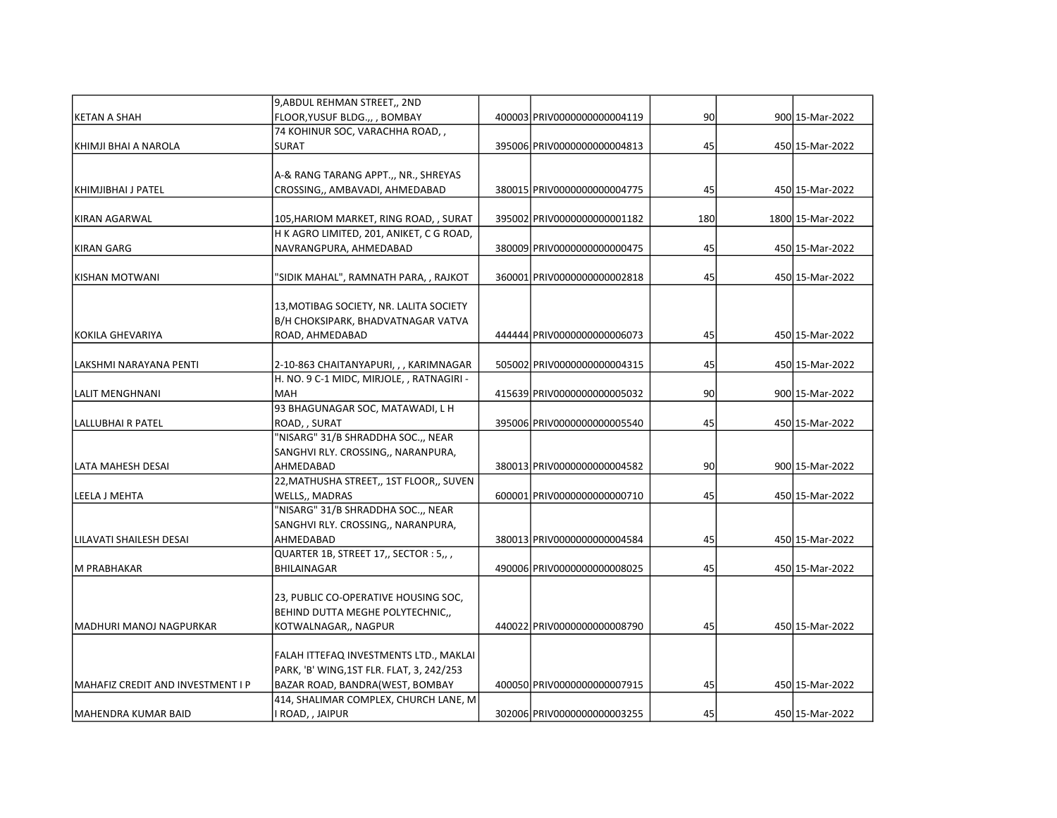| | | | | | | |
|---|---|---|---|---|---|---|
| KETAN A SHAH | 9,ABDUL REHMAN STREET,, 2ND FLOOR,YUSUF BLDG.,, , BOMBAY | 400003 | PRIV0000000000004119 | 90 | 900 | 15-Mar-2022 |
| KHIMJI BHAI A NAROLA | 74 KOHINUR SOC, VARACHHA ROAD, , SURAT | 395006 | PRIV0000000000004813 | 45 | 450 | 15-Mar-2022 |
| KHIMJIBHAI J PATEL | A-& RANG TARANG APPT.,, NR., SHREYAS CROSSING,, AMBAVADI, AHMEDABAD | 380015 | PRIV0000000000004775 | 45 | 450 | 15-Mar-2022 |
| KIRAN AGARWAL | 105,HARIOM MARKET, RING ROAD, , SURAT | 395002 | PRIV0000000000001182 | 180 | 1800 | 15-Mar-2022 |
| KIRAN GARG | H K AGRO LIMITED, 201, ANIKET, C G ROAD, NAVRANGPURA, AHMEDABAD | 380009 | PRIV0000000000000475 | 45 | 450 | 15-Mar-2022 |
| KISHAN MOTWANI | "SIDIK MAHAL", RAMNATH PARA, , RAJKOT | 360001 | PRIV0000000000002818 | 45 | 450 | 15-Mar-2022 |
| KOKILA GHEVARIYA | 13,MOTIBAG SOCIETY, NR. LALITA SOCIETY B/H CHOKSIPARK, BHADVATNAGAR VATVA ROAD, AHMEDABAD | 444444 | PRIV0000000000006073 | 45 | 450 | 15-Mar-2022 |
| LAKSHMI NARAYANA PENTI | 2-10-863 CHAITANYAPURI, , , KARIMNAGAR | 505002 | PRIV0000000000004315 | 45 | 450 | 15-Mar-2022 |
| LALIT MENGHNANI | H. NO. 9 C-1 MIDC, MIRJOLE, , RATNAGIRI - MAH | 415639 | PRIV0000000000005032 | 90 | 900 | 15-Mar-2022 |
| LALLUBHAI R PATEL | 93 BHAGUNAGAR SOC, MATAWADI, L H ROAD, , SURAT | 395006 | PRIV0000000000005540 | 45 | 450 | 15-Mar-2022 |
| LATA MAHESH DESAI | "NISARG" 31/B SHRADDHA SOC.,, NEAR SANGHVI RLY. CROSSING,, NARANPURA, AHMEDABAD | 380013 | PRIV0000000000004582 | 90 | 900 | 15-Mar-2022 |
| LEELA J MEHTA | 22,MATHUSHA STREET,, 1ST FLOOR,, SUVEN WELLS,, MADRAS | 600001 | PRIV0000000000000710 | 45 | 450 | 15-Mar-2022 |
| LILAVATI SHAILESH DESAI | "NISARG" 31/B SHRADDHA SOC.,, NEAR SANGHVI RLY. CROSSING,, NARANPURA, AHMEDABAD | 380013 | PRIV0000000000004584 | 45 | 450 | 15-Mar-2022 |
| M PRABHAKAR | QUARTER 1B, STREET 17,, SECTOR : 5,, , BHILAINAGAR | 490006 | PRIV0000000000008025 | 45 | 450 | 15-Mar-2022 |
| MADHURI MANOJ NAGPURKAR | 23, PUBLIC CO-OPERATIVE HOUSING SOC, BEHIND DUTTA MEGHE POLYTECHNIC,, KOTWALNAGAR,, NAGPUR | 440022 | PRIV0000000000008790 | 45 | 450 | 15-Mar-2022 |
| MAHAFIZ CREDIT AND INVESTMENT I P | FALAH ITTEFAQ INVESTMENTS LTD., MAKLAI PARK, 'B' WING,1ST FLR. FLAT, 3, 242/253 BAZAR ROAD, BANDRA(WEST, BOMBAY | 400050 | PRIV0000000000007915 | 45 | 450 | 15-Mar-2022 |
| MAHENDRA KUMAR BAID | 414, SHALIMAR COMPLEX, CHURCH LANE, M I ROAD, , JAIPUR | 302006 | PRIV0000000000003255 | 45 | 450 | 15-Mar-2022 |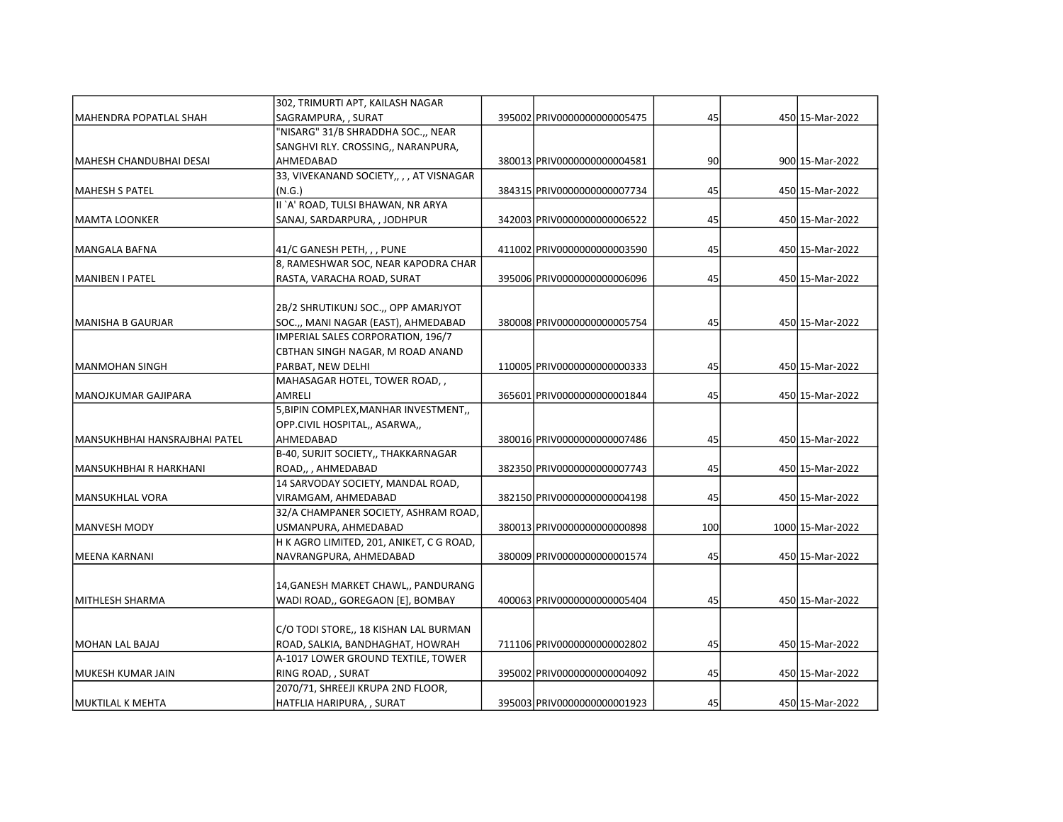| | | | | | | |
|---|---|---|---|---|---|---|
| MAHENDRA POPATLAL SHAH | 302, TRIMURTI APT, KAILASH NAGAR SAGRAMPURA, , SURAT | 395002 | PRIV0000000000005475 | 45 | 450 | 15-Mar-2022 |
| MAHESH CHANDUBHAI DESAI | "NISARG" 31/B SHRADDHA SOC.,, NEAR SANGHVI RLY. CROSSING,, NARANPURA, AHMEDABAD | 380013 | PRIV0000000000004581 | 90 | 900 | 15-Mar-2022 |
| MAHESH S PATEL | 33, VIVEKANAND SOCIETY,, , , AT VISNAGAR (N.G.) | 384315 | PRIV0000000000007734 | 45 | 450 | 15-Mar-2022 |
| MAMTA LOONKER | II `A' ROAD, TULSI BHAWAN, NR ARYA SANAJ, SARDARPURA, , JODHPUR | 342003 | PRIV0000000000006522 | 45 | 450 | 15-Mar-2022 |
| MANGALA BAFNA | 41/C GANESH PETH, , , PUNE | 411002 | PRIV0000000000003590 | 45 | 450 | 15-Mar-2022 |
| MANIBEN I PATEL | 8, RAMESHWAR SOC, NEAR KAPODRA CHAR RASTA, VARACHA ROAD, SURAT | 395006 | PRIV0000000000006096 | 45 | 450 | 15-Mar-2022 |
| MANISHA B GAURJAR | 2B/2 SHRUTIKUNJ SOC.,, OPP AMARJYOT SOC.,, MANI NAGAR (EAST), AHMEDABAD | 380008 | PRIV0000000000005754 | 45 | 450 | 15-Mar-2022 |
| MANMOHAN SINGH | IMPERIAL SALES CORPORATION, 196/7 CBTHAN SINGH NAGAR, M ROAD ANAND PARBAT, NEW DELHI | 110005 | PRIV0000000000000333 | 45 | 450 | 15-Mar-2022 |
| MANOJKUMAR GAJIPARA | MAHASAGAR HOTEL, TOWER ROAD, , AMRELI | 365601 | PRIV0000000000001844 | 45 | 450 | 15-Mar-2022 |
| MANSUKHBHAI HANSRAJBHAI PATEL | 5,BIPIN COMPLEX,MANHAR INVESTMENT,, OPP.CIVIL HOSPITAL,, ASARWA,, AHMEDABAD | 380016 | PRIV0000000000007486 | 45 | 450 | 15-Mar-2022 |
| MANSUKHBHAI R HARKHANI | B-40, SURJIT SOCIETY,, THAKKARNAGAR ROAD,, , AHMEDABAD | 382350 | PRIV0000000000007743 | 45 | 450 | 15-Mar-2022 |
| MANSUKHLAL VORA | 14 SARVODAY SOCIETY, MANDAL ROAD, VIRAMGAM, AHMEDABAD | 382150 | PRIV0000000000004198 | 45 | 450 | 15-Mar-2022 |
| MANVESH MODY | 32/A CHAMPANER SOCIETY, ASHRAM ROAD, USMANPURA, AHMEDABAD | 380013 | PRIV0000000000000898 | 100 | 1000 | 15-Mar-2022 |
| MEENA KARNANI | H K AGRO LIMITED, 201, ANIKET, C G ROAD, NAVRANGPURA, AHMEDABAD | 380009 | PRIV0000000000001574 | 45 | 450 | 15-Mar-2022 |
| MITHLESH SHARMA | 14,GANESH MARKET CHAWL,, PANDURANG WADI ROAD,, GOREGAON [E], BOMBAY | 400063 | PRIV0000000000005404 | 45 | 450 | 15-Mar-2022 |
| MOHAN LAL BAJAJ | C/O TODI STORE,, 18 KISHAN LAL BURMAN ROAD, SALKIA, BANDHAGHAT, HOWRAH | 711106 | PRIV0000000000002802 | 45 | 450 | 15-Mar-2022 |
| MUKESH KUMAR JAIN | A-1017 LOWER GROUND TEXTILE, TOWER RING ROAD, , SURAT | 395002 | PRIV0000000000004092 | 45 | 450 | 15-Mar-2022 |
| MUKTILAL K MEHTA | 2070/71, SHREEJI KRUPA 2ND FLOOR, HATFLIA HARIPURA, , SURAT | 395003 | PRIV0000000000001923 | 45 | 450 | 15-Mar-2022 |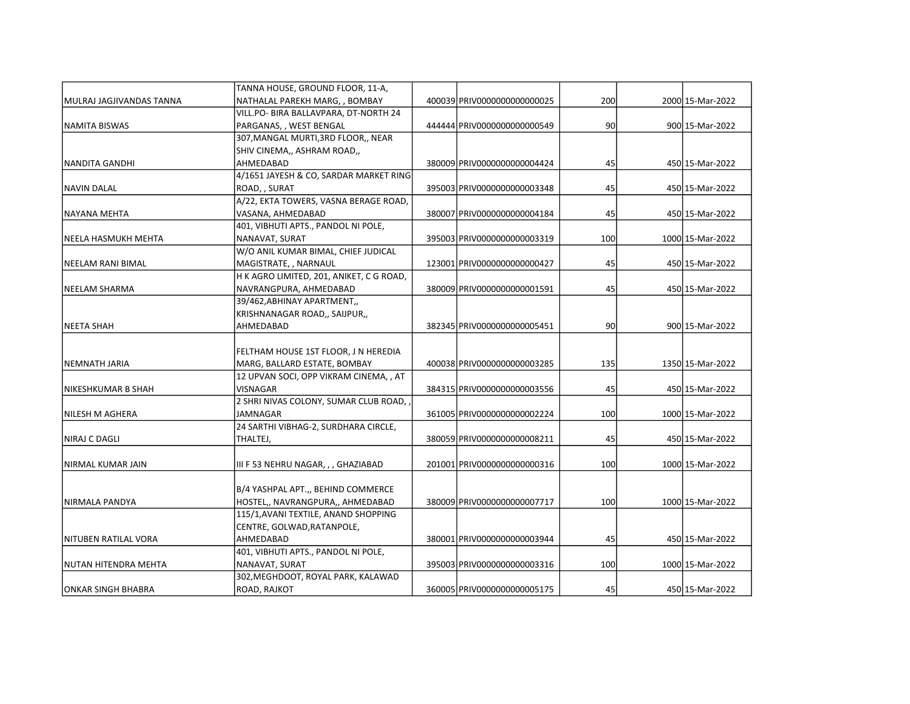| | | | | | | |
|---|---|---|---|---|---|---|
| MULRAJ JAGJIVANDAS TANNA | TANNA HOUSE, GROUND FLOOR, 11-A, NATHALAL PAREKH MARG, , BOMBAY | 400039 | PRIV0000000000000025 | 200 | 2000 | 15-Mar-2022 |
| NAMITA BISWAS | VILL.PO- BIRA BALLAVPARA, DT-NORTH 24 PARGANAS, , WEST BENGAL | 444444 | PRIV0000000000000549 | 90 | 900 | 15-Mar-2022 |
| NANDITA GANDHI | 307,MANGAL MURTI,3RD FLOOR,, NEAR SHIV CINEMA,, ASHRAM ROAD,, AHMEDABAD | 380009 | PRIV0000000000004424 | 45 | 450 | 15-Mar-2022 |
| NAVIN DALAL | 4/1651 JAYESH & CO, SARDAR MARKET RING ROAD, , SURAT | 395003 | PRIV0000000000003348 | 45 | 450 | 15-Mar-2022 |
| NAYANA MEHTA | A/22, EKTA TOWERS, VASNA BERAGE ROAD, VASANA, AHMEDABAD | 380007 | PRIV0000000000004184 | 45 | 450 | 15-Mar-2022 |
| NEELA HASMUKH MEHTA | 401, VIBHUTI APTS., PANDOL NI POLE, NANAVAT, SURAT | 395003 | PRIV0000000000003319 | 100 | 1000 | 15-Mar-2022 |
| NEELAM RANI BIMAL | W/O ANIL KUMAR BIMAL, CHIEF JUDICAL MAGISTRATE, , NARNAUL | 123001 | PRIV0000000000000427 | 45 | 450 | 15-Mar-2022 |
| NEELAM SHARMA | H K AGRO LIMITED, 201, ANIKET, C G ROAD, NAVRANGPURA, AHMEDABAD | 380009 | PRIV0000000000001591 | 45 | 450 | 15-Mar-2022 |
| NEETA SHAH | 39/462,ABHINAY APARTMENT,, KRISHNANAGAR ROAD,, SAIJPUR,, AHMEDABAD | 382345 | PRIV0000000000005451 | 90 | 900 | 15-Mar-2022 |
| NEMNATH JARIA | FELTHAM HOUSE 1ST FLOOR, J N HEREDIA MARG, BALLARD ESTATE, BOMBAY | 400038 | PRIV0000000000003285 | 135 | 1350 | 15-Mar-2022 |
| NIKESHKUMAR B SHAH | 12 UPVAN SOCI, OPP VIKRAM CINEMA, , AT VISNAGAR | 384315 | PRIV0000000000003556 | 45 | 450 | 15-Mar-2022 |
| NILESH M AGHERA | 2 SHRI NIVAS COLONY, SUMAR CLUB ROAD, , JAMNAGAR | 361005 | PRIV0000000000002224 | 100 | 1000 | 15-Mar-2022 |
| NIRAJ C DAGLI | 24 SARTHI VIBHAG-2, SURDHARA CIRCLE, THALTEJ, | 380059 | PRIV0000000000008211 | 45 | 450 | 15-Mar-2022 |
| NIRMAL KUMAR JAIN | III F 53 NEHRU NAGAR, , , GHAZIABAD | 201001 | PRIV0000000000000316 | 100 | 1000 | 15-Mar-2022 |
| NIRMALA PANDYA | B/4 YASHPAL APT.,, BEHIND COMMERCE HOSTEL,, NAVRANGPURA,, AHMEDABAD | 380009 | PRIV0000000000007717 | 100 | 1000 | 15-Mar-2022 |
| NITUBEN RATILAL VORA | 115/1,AVANI TEXTILE, ANAND SHOPPING CENTRE, GOLWAD,RATANPOLE, AHMEDABAD | 380001 | PRIV0000000000003944 | 45 | 450 | 15-Mar-2022 |
| NUTAN HITENDRA MEHTA | 401, VIBHUTI APTS., PANDOL NI POLE, NANAVAT, SURAT | 395003 | PRIV0000000000003316 | 100 | 1000 | 15-Mar-2022 |
| ONKAR SINGH BHABRA | 302,MEGHDOOT, ROYAL PARK, KALAWAD ROAD, RAJKOT | 360005 | PRIV0000000000005175 | 45 | 450 | 15-Mar-2022 |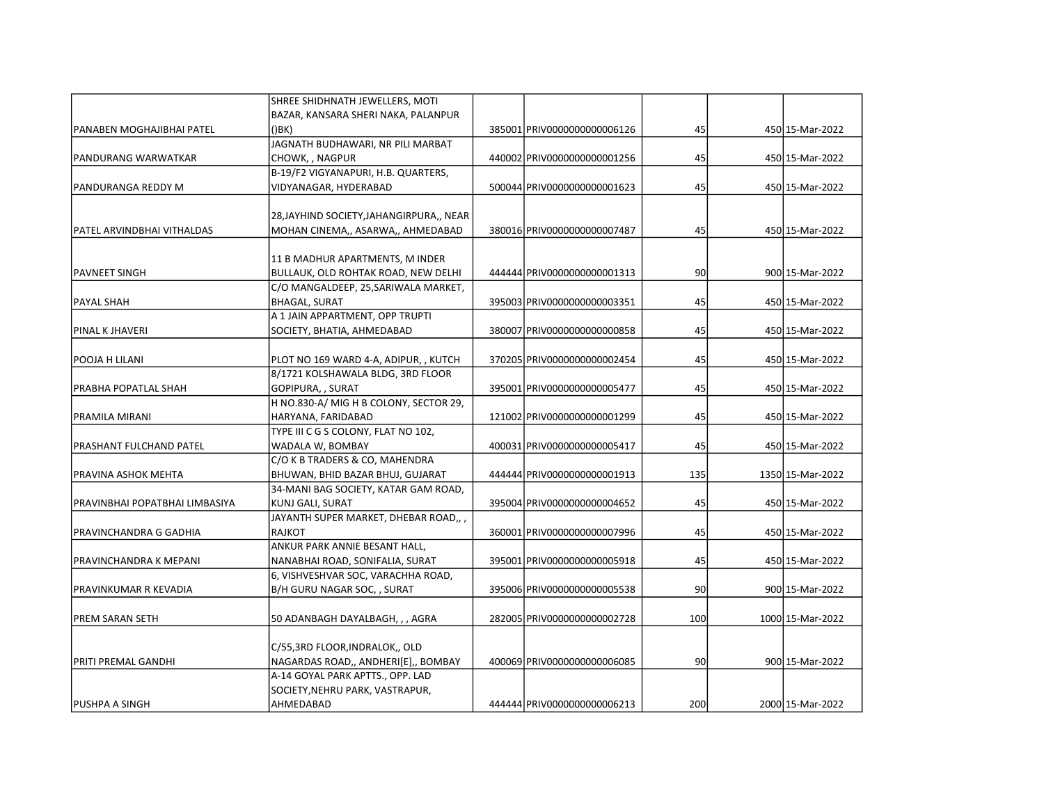| | | | | | | |
|---|---|---|---|---|---|---|
| PANABEN MOGHAJIBHAI PATEL | SHREE SHIDHNATH JEWELLERS, MOTI BAZAR, KANSARA SHERI NAKA, PALANPUR ()BK) | 385001 | PRIV0000000000006126 | 45 | 450 | 15-Mar-2022 |
| PANDURANG WARWATKAR | JAGNATH BUDHAWARI, NR PILI MARBAT CHOWK, , NAGPUR | 440002 | PRIV0000000000001256 | 45 | 450 | 15-Mar-2022 |
| PANDURANGA REDDY M | B-19/F2 VIGYANAPURI, H.B. QUARTERS, VIDYANAGAR, HYDERABAD | 500044 | PRIV0000000000001623 | 45 | 450 | 15-Mar-2022 |
| PATEL ARVINDBHAI VITHALDAS | 28,JAYHIND SOCIETY,JAHANGIRPURA,, NEAR MOHAN CINEMA,, ASARWA,, AHMEDABAD | 380016 | PRIV0000000000007487 | 45 | 450 | 15-Mar-2022 |
| PAVNEET SINGH | 11 B MADHUR APARTMENTS, M INDER BULLAUK, OLD ROHTAK ROAD, NEW DELHI | 444444 | PRIV0000000000001313 | 90 | 900 | 15-Mar-2022 |
| PAYAL SHAH | C/O MANGALDEEP, 25,SARIWALA MARKET, BHAGAL, SURAT | 395003 | PRIV0000000000003351 | 45 | 450 | 15-Mar-2022 |
| PINAL K JHAVERI | A 1 JAIN APPARTMENT, OPP TRUPTI SOCIETY, BHATIA, AHMEDABAD | 380007 | PRIV0000000000000858 | 45 | 450 | 15-Mar-2022 |
| POOJA H LILANI | PLOT NO 169 WARD 4-A, ADIPUR, , KUTCH | 370205 | PRIV0000000000002454 | 45 | 450 | 15-Mar-2022 |
| PRABHA POPATLAL SHAH | 8/1721 KOLSHAWALA BLDG, 3RD FLOOR GOPIPURA, , SURAT | 395001 | PRIV0000000000005477 | 45 | 450 | 15-Mar-2022 |
| PRAMILA MIRANI | H NO.830-A/ MIG H B COLONY, SECTOR 29, HARYANA, FARIDABAD | 121002 | PRIV0000000000001299 | 45 | 450 | 15-Mar-2022 |
| PRASHANT FULCHAND PATEL | TYPE III C G S COLONY, FLAT NO 102, WADALA W, BOMBAY | 400031 | PRIV0000000000005417 | 45 | 450 | 15-Mar-2022 |
| PRAVINA ASHOK MEHTA | C/O K B TRADERS & CO, MAHENDRA BHUWAN, BHID BAZAR BHUJ, GUJARAT | 444444 | PRIV0000000000001913 | 135 | 1350 | 15-Mar-2022 |
| PRAVINBHAI POPATBHAI LIMBASIYA | 34-MANI BAG SOCIETY, KATAR GAM ROAD, KUNJ GALI, SURAT | 395004 | PRIV0000000000004652 | 45 | 450 | 15-Mar-2022 |
| PRAVINCHANDRA G GADHIA | JAYANTH SUPER MARKET, DHEBAR ROAD,, , RAJKOT | 360001 | PRIV0000000000007996 | 45 | 450 | 15-Mar-2022 |
| PRAVINCHANDRA K MEPANI | ANKUR PARK ANNIE BESANT HALL, NANABHAI ROAD, SONIFALIA, SURAT | 395001 | PRIV0000000000005918 | 45 | 450 | 15-Mar-2022 |
| PRAVINKUMAR R KEVADIA | 6, VISHVESHVAR SOC, VARACHHA ROAD, B/H GURU NAGAR SOC, , SURAT | 395006 | PRIV0000000000005538 | 90 | 900 | 15-Mar-2022 |
| PREM SARAN SETH | 50 ADANBAGH DAYALBAGH, , , AGRA | 282005 | PRIV0000000000002728 | 100 | 1000 | 15-Mar-2022 |
| PRITI PREMAL GANDHI | C/55,3RD FLOOR,INDRALOK,, OLD NAGARDAS ROAD,, ANDHERI[E],, BOMBAY | 400069 | PRIV0000000000006085 | 90 | 900 | 15-Mar-2022 |
| PUSHPA A SINGH | A-14 GOYAL PARK APTTS., OPP. LAD SOCIETY,NEHRU PARK, VASTRAPUR, AHMEDABAD | 444444 | PRIV0000000000006213 | 200 | 2000 | 15-Mar-2022 |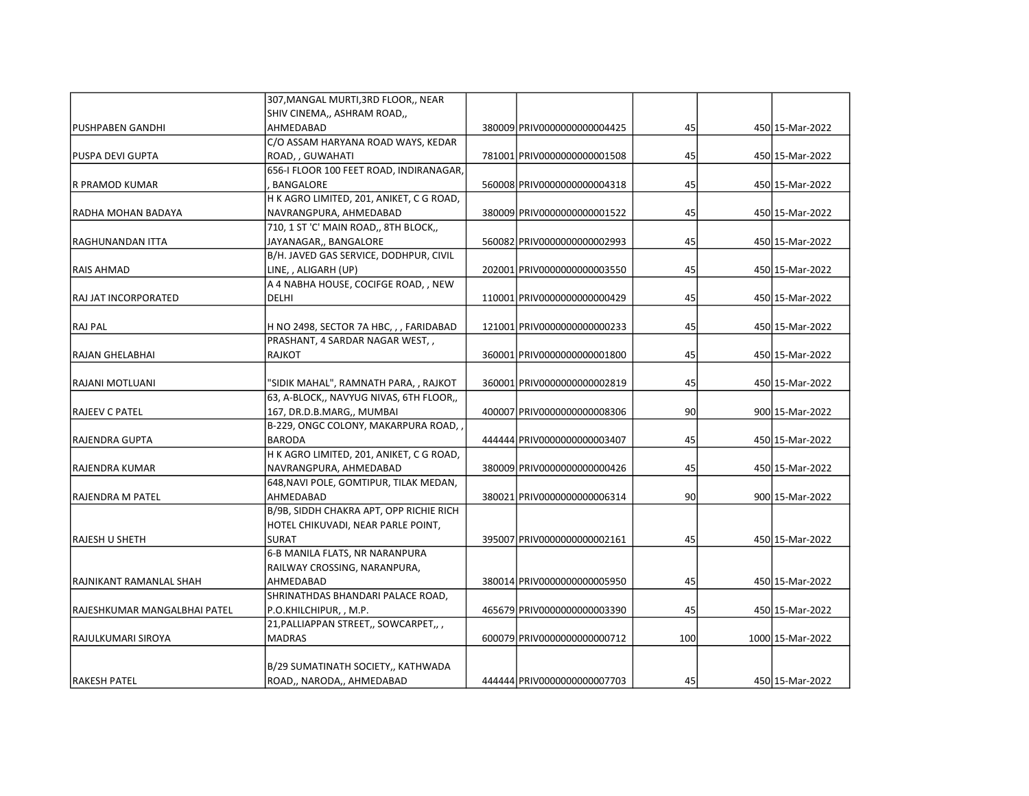| | | | | | | |
|---|---|---|---|---|---|---|
| PUSHPABEN GANDHI | 307,MANGAL MURTI,3RD FLOOR,, NEAR SHIV CINEMA,, ASHRAM ROAD,, AHMEDABAD | 380009 | PRIV0000000000004425 | 45 | 450 | 15-Mar-2022 |
| PUSPA DEVI GUPTA | C/O ASSAM HARYANA ROAD WAYS, KEDAR ROAD, , GUWAHATI | 781001 | PRIV0000000000001508 | 45 | 450 | 15-Mar-2022 |
| R PRAMOD KUMAR | 656-I FLOOR 100 FEET ROAD, INDIRANAGAR, , BANGALORE | 560008 | PRIV0000000000004318 | 45 | 450 | 15-Mar-2022 |
| RADHA MOHAN BADAYA | H K AGRO LIMITED, 201, ANIKET, C G ROAD, NAVRANGPURA, AHMEDABAD | 380009 | PRIV0000000000001522 | 45 | 450 | 15-Mar-2022 |
| RAGHUNANDAN ITTA | 710, 1 ST 'C' MAIN ROAD,, 8TH BLOCK,, JAYANAGAR,, BANGALORE | 560082 | PRIV0000000000002993 | 45 | 450 | 15-Mar-2022 |
| RAIS AHMAD | B/H. JAVED GAS SERVICE, DODHPUR, CIVIL LINE, , ALIGARH (UP) | 202001 | PRIV0000000000003550 | 45 | 450 | 15-Mar-2022 |
| RAJ JAT INCORPORATED | A 4 NABHA HOUSE, COCIFGE ROAD, , NEW DELHI | 110001 | PRIV0000000000000429 | 45 | 450 | 15-Mar-2022 |
| RAJ PAL | H NO 2498, SECTOR 7A HBC, , , FARIDABAD | 121001 | PRIV0000000000000233 | 45 | 450 | 15-Mar-2022 |
| RAJAN GHELABHAI | PRASHANT, 4 SARDAR NAGAR WEST, , RAJKOT | 360001 | PRIV0000000000001800 | 45 | 450 | 15-Mar-2022 |
| RAJANI MOTLUANI | "SIDIK MAHAL", RAMNATH PARA, , RAJKOT | 360001 | PRIV0000000000002819 | 45 | 450 | 15-Mar-2022 |
| RAJEEV C PATEL | 63, A-BLOCK,, NAVYUG NIVAS, 6TH FLOOR,, 167, DR.D.B.MARG,, MUMBAI | 400007 | PRIV0000000000008306 | 90 | 900 | 15-Mar-2022 |
| RAJENDRA GUPTA | B-229, ONGC COLONY, MAKARPURA ROAD, , BARODA | 444444 | PRIV0000000000003407 | 45 | 450 | 15-Mar-2022 |
| RAJENDRA KUMAR | H K AGRO LIMITED, 201, ANIKET, C G ROAD, NAVRANGPURA, AHMEDABAD | 380009 | PRIV0000000000000426 | 45 | 450 | 15-Mar-2022 |
| RAJENDRA M PATEL | 648,NAVI POLE, GOMTIPUR, TILAK MEDAN, AHMEDABAD | 380021 | PRIV0000000000006314 | 90 | 900 | 15-Mar-2022 |
| RAJESH U SHETH | B/9B, SIDDH CHAKRA APT, OPP RICHIE RICH HOTEL CHIKUVADI, NEAR PARLE POINT, SURAT | 395007 | PRIV0000000000002161 | 45 | 450 | 15-Mar-2022 |
| RAJNIKANT RAMANLAL SHAH | 6-B MANILA FLATS, NR NARANPURA RAILWAY CROSSING, NARANPURA, AHMEDABAD | 380014 | PRIV0000000000005950 | 45 | 450 | 15-Mar-2022 |
| RAJESHKUMAR MANGALBHAI PATEL | SHRINATHDAS BHANDARI PALACE ROAD, P.O.KHILCHIPUR, , M.P. | 465679 | PRIV0000000000003390 | 45 | 450 | 15-Mar-2022 |
| RAJULKUMARI SIROYA | 21,PALLIAPPAN STREET,, SOWCARPET,, , MADRAS | 600079 | PRIV0000000000000712 | 100 | 1000 | 15-Mar-2022 |
| RAKESH PATEL | B/29 SUMATINATH SOCIETY,, KATHWADA ROAD,, NARODA,, AHMEDABAD | 444444 | PRIV0000000000007703 | 45 | 450 | 15-Mar-2022 |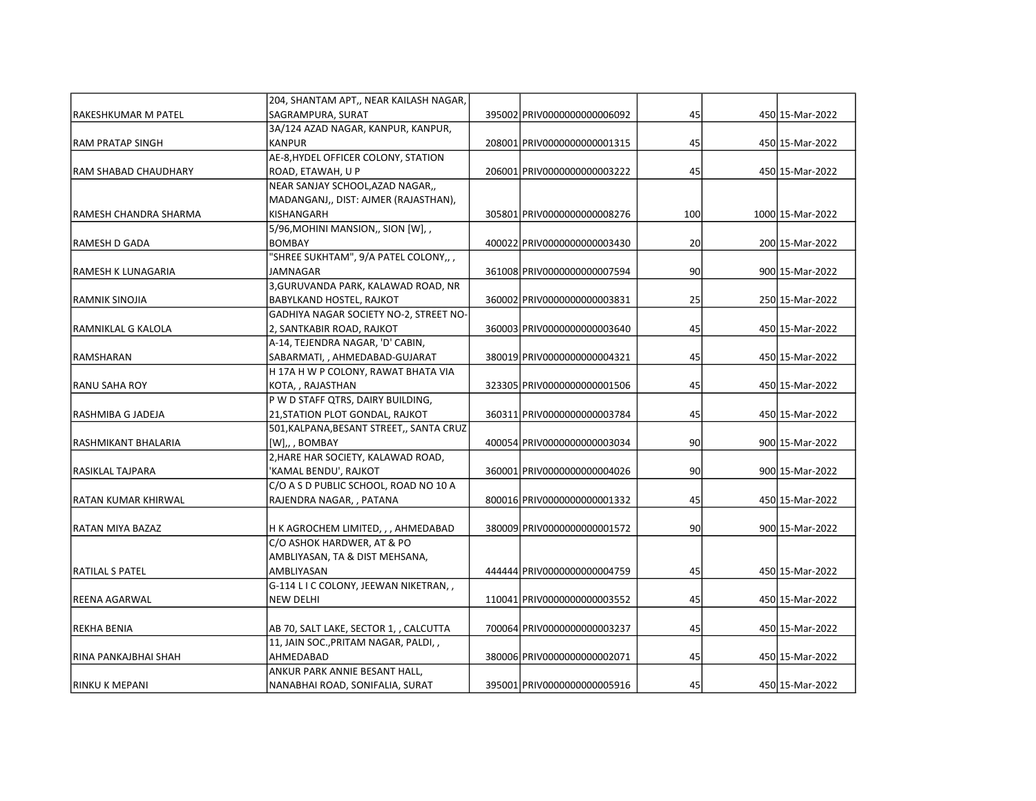| | | | | | | |
|---|---|---|---|---|---|---|
| RAKESHKUMAR M PATEL | 204, SHANTAM APT,, NEAR KAILASH NAGAR, SAGRAMPURA, SURAT | 395002 | PRIV0000000000006092 | 45 | 450 | 15-Mar-2022 |
| RAM PRATAP SINGH | 3A/124 AZAD NAGAR, KANPUR, KANPUR, KANPUR | 208001 | PRIV0000000000001315 | 45 | 450 | 15-Mar-2022 |
| RAM SHABAD CHAUDHARY | AE-8,HYDEL OFFICER COLONY, STATION ROAD, ETAWAH, U P | 206001 | PRIV0000000000003222 | 45 | 450 | 15-Mar-2022 |
| RAMESH CHANDRA SHARMA | NEAR SANJAY SCHOOL,AZAD NAGAR,, MADANGANJ,, DIST: AJMER (RAJASTHAN), KISHANGARH | 305801 | PRIV0000000000008276 | 100 | 1000 | 15-Mar-2022 |
| RAMESH D GADA | 5/96,MOHINI MANSION,, SION [W], , BOMBAY | 400022 | PRIV0000000000003430 | 20 | 200 | 15-Mar-2022 |
| RAMESH K LUNAGARIA | "SHREE SUKHTAM", 9/A PATEL COLONY,, , JAMNAGAR | 361008 | PRIV0000000000007594 | 90 | 900 | 15-Mar-2022 |
| RAMNIK SINOJIA | 3,GURUVANDA PARK, KALAWAD ROAD, NR BABYLKAND HOSTEL, RAJKOT | 360002 | PRIV0000000000003831 | 25 | 250 | 15-Mar-2022 |
| RAMNIKLAL G KALOLA | GADHIYA NAGAR SOCIETY NO-2, STREET NO-2, SANTKABIR ROAD, RAJKOT | 360003 | PRIV0000000000003640 | 45 | 450 | 15-Mar-2022 |
| RAMSHARAN | A-14, TEJENDRA NAGAR, 'D' CABIN, SABARMATI, , AHMEDABAD-GUJARAT | 380019 | PRIV0000000000004321 | 45 | 450 | 15-Mar-2022 |
| RANU SAHA ROY | H 17A H W P COLONY, RAWAT BHATA VIA KOTA, , RAJASTHAN | 323305 | PRIV0000000000001506 | 45 | 450 | 15-Mar-2022 |
| RASHMIBA G JADEJA | P W D STAFF QTRS, DAIRY BUILDING, 21,STATION PLOT GONDAL, RAJKOT | 360311 | PRIV0000000000003784 | 45 | 450 | 15-Mar-2022 |
| RASHMIKANT BHALARIA | 501,KALPANA,BESANT STREET,, SANTA CRUZ [W],, , BOMBAY | 400054 | PRIV0000000000003034 | 90 | 900 | 15-Mar-2022 |
| RASIKLAL TAJPARA | 2,HARE HAR SOCIETY, KALAWAD ROAD, 'KAMAL BENDU', RAJKOT | 360001 | PRIV0000000000004026 | 90 | 900 | 15-Mar-2022 |
| RATAN KUMAR KHIRWAL | C/O A S D PUBLIC SCHOOL, ROAD NO 10 A RAJENDRA NAGAR, , PATANA | 800016 | PRIV0000000000001332 | 45 | 450 | 15-Mar-2022 |
| RATAN MIYA BAZAZ | H K AGROCHEM LIMITED, , , AHMEDABAD | 380009 | PRIV0000000000001572 | 90 | 900 | 15-Mar-2022 |
| RATILAL S PATEL | C/O ASHOK HARDWER, AT & PO AMBLIYASAN, TA & DIST MEHSANA, AMBLIYASAN | 444444 | PRIV0000000000004759 | 45 | 450 | 15-Mar-2022 |
| REENA AGARWAL | G-114 L I C COLONY, JEEWAN NIKETRAN, , NEW DELHI | 110041 | PRIV0000000000003552 | 45 | 450 | 15-Mar-2022 |
| REKHA BENIA | AB 70, SALT LAKE, SECTOR 1, , CALCUTTA | 700064 | PRIV0000000000003237 | 45 | 450 | 15-Mar-2022 |
| RINA PANKAJBHAI SHAH | 11, JAIN SOC.,PRITAM NAGAR, PALDI, , AHMEDABAD | 380006 | PRIV0000000000002071 | 45 | 450 | 15-Mar-2022 |
| RINKU K MEPANI | ANKUR PARK ANNIE BESANT HALL, NANABHAI ROAD, SONIFALIA, SURAT | 395001 | PRIV0000000000005916 | 45 | 450 | 15-Mar-2022 |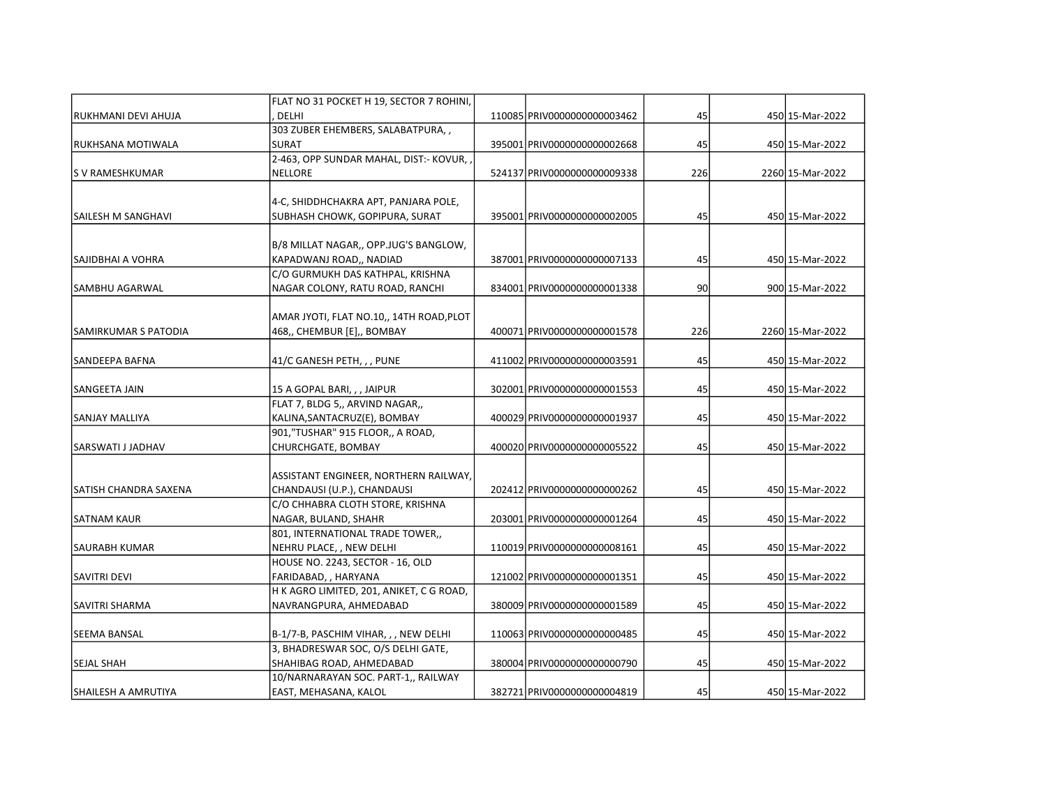| | | | | | | |
|---|---|---|---|---|---|---|
| RUKHMANI DEVI AHUJA | FLAT NO 31 POCKET H 19, SECTOR 7 ROHINI, , DELHI | 110085 | PRIV0000000000003462 | 45 | 450 | 15-Mar-2022 |
| RUKHSANA MOTIWALA | 303 ZUBER EHEMBERS, SALABATPURA, , SURAT | 395001 | PRIV0000000000002668 | 45 | 450 | 15-Mar-2022 |
| S V RAMESHKUMAR | 2-463, OPP SUNDAR MAHAL, DIST:- KOVUR, , NELLORE | 524137 | PRIV0000000000009338 | 226 | 2260 | 15-Mar-2022 |
| SAILESH M SANGHAVI | 4-C, SHIDDHCHAKRA APT, PANJARA POLE, SUBHASH CHOWK, GOPIPURA, SURAT | 395001 | PRIV0000000000002005 | 45 | 450 | 15-Mar-2022 |
| SAJIDBHAI A VOHRA | B/8 MILLAT NAGAR,, OPP.JUG'S BANGLOW, KAPADWANJ ROAD,, NADIAD | 387001 | PRIV0000000000007133 | 45 | 450 | 15-Mar-2022 |
| SAMBHU AGARWAL | C/O GURMUKH DAS KATHPAL, KRISHNA NAGAR COLONY, RATU ROAD, RANCHI | 834001 | PRIV0000000000001338 | 90 | 900 | 15-Mar-2022 |
| SAMIRKUMAR S PATODIA | AMAR JYOTI, FLAT NO.10,, 14TH ROAD,PLOT 468,, CHEMBUR [E],, BOMBAY | 400071 | PRIV0000000000001578 | 226 | 2260 | 15-Mar-2022 |
| SANDEEPA BAFNA | 41/C GANESH PETH, , , PUNE | 411002 | PRIV0000000000003591 | 45 | 450 | 15-Mar-2022 |
| SANGEETA JAIN | 15 A GOPAL BARI, , , JAIPUR | 302001 | PRIV0000000000001553 | 45 | 450 | 15-Mar-2022 |
| SANJAY MALLIYA | FLAT 7, BLDG 5,, ARVIND NAGAR,, KALINA,SANTACRUZ(E), BOMBAY | 400029 | PRIV0000000000001937 | 45 | 450 | 15-Mar-2022 |
| SARSWATI J JADHAV | 901,"TUSHAR" 915 FLOOR,, A ROAD, CHURCHGATE, BOMBAY | 400020 | PRIV0000000000005522 | 45 | 450 | 15-Mar-2022 |
| SATISH CHANDRA SAXENA | ASSISTANT ENGINEER, NORTHERN RAILWAY, CHANDAUSI (U.P.), CHANDAUSI | 202412 | PRIV0000000000000262 | 45 | 450 | 15-Mar-2022 |
| SATNAM KAUR | C/O CHHABRA CLOTH STORE, KRISHNA NAGAR, BULAND, SHAHR | 203001 | PRIV0000000000001264 | 45 | 450 | 15-Mar-2022 |
| SAURABH KUMAR | 801, INTERNATIONAL TRADE TOWER,, NEHRU PLACE, , NEW DELHI | 110019 | PRIV0000000000008161 | 45 | 450 | 15-Mar-2022 |
| SAVITRI DEVI | HOUSE NO. 2243, SECTOR - 16, OLD FARIDABAD, , HARYANA | 121002 | PRIV0000000000001351 | 45 | 450 | 15-Mar-2022 |
| SAVITRI SHARMA | H K AGRO LIMITED, 201, ANIKET, C G ROAD, NAVRANGPURA, AHMEDABAD | 380009 | PRIV0000000000001589 | 45 | 450 | 15-Mar-2022 |
| SEEMA BANSAL | B-1/7-B, PASCHIM VIHAR, , , NEW DELHI | 110063 | PRIV0000000000000485 | 45 | 450 | 15-Mar-2022 |
| SEJAL SHAH | 3, BHADRESWAR SOC, O/S DELHI GATE, SHAHIBAG ROAD, AHMEDABAD | 380004 | PRIV0000000000000790 | 45 | 450 | 15-Mar-2022 |
| SHAILESH A AMRUTIYA | 10/NARNARAYAN SOC. PART-1,, RAILWAY EAST, MEHASANA, KALOL | 382721 | PRIV0000000000004819 | 45 | 450 | 15-Mar-2022 |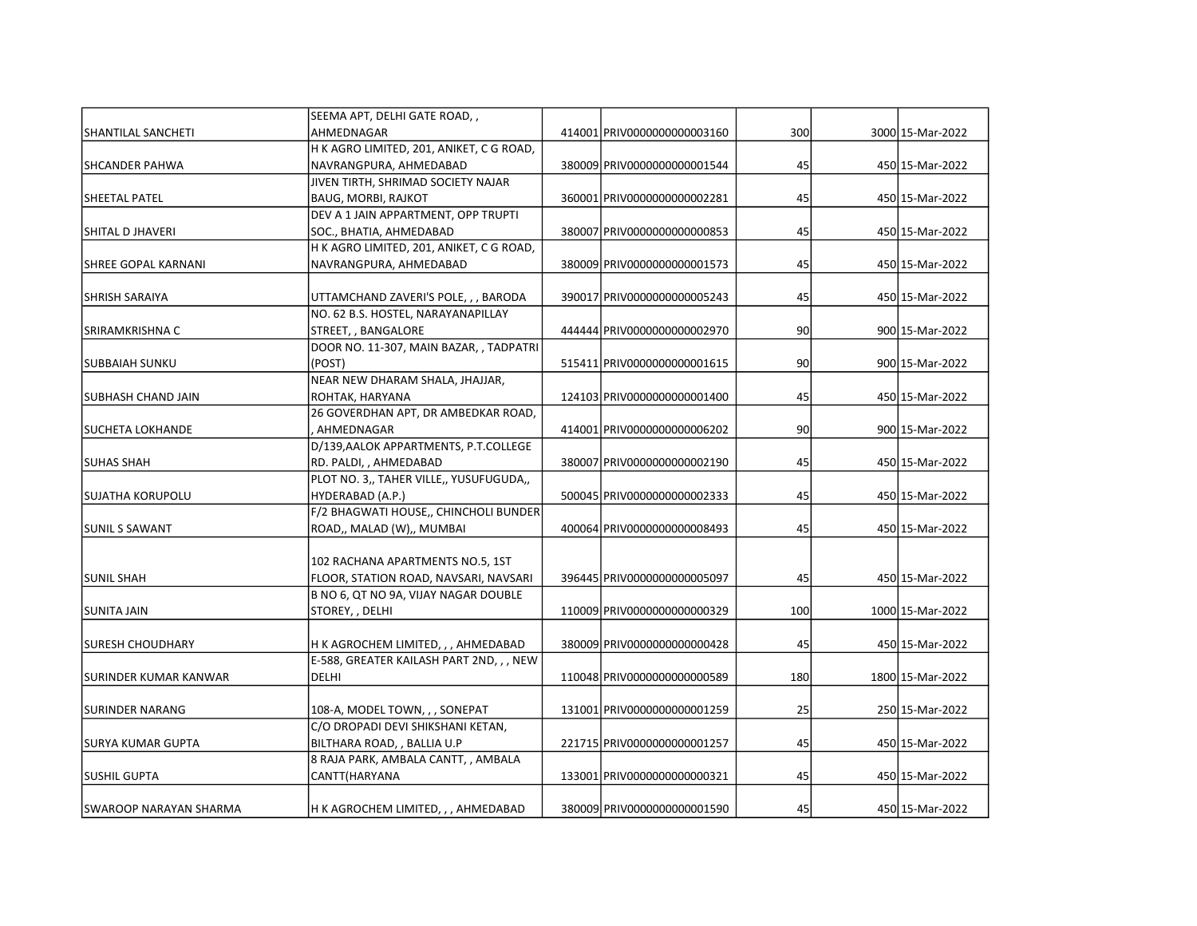| | | | | | | |
|---|---|---|---|---|---|---|
| SHANTILAL SANCHETI | SEEMA APT, DELHI GATE ROAD, , AHMEDNAGAR | 414001 | PRIV0000000000003160 | 300 | 3000 | 15-Mar-2022 |
| SHCANDER PAHWA | H K AGRO LIMITED, 201, ANIKET, C G ROAD, NAVRANGPURA, AHMEDABAD | 380009 | PRIV0000000000001544 | 45 | 450 | 15-Mar-2022 |
| SHEETAL PATEL | JIVEN TIRTH, SHRIMAD SOCIETY NAJAR BAUG, MORBI, RAJKOT | 360001 | PRIV0000000000002281 | 45 | 450 | 15-Mar-2022 |
| SHITAL D JHAVERI | DEV A 1 JAIN APPARTMENT, OPP TRUPTI SOC., BHATIA, AHMEDABAD | 380007 | PRIV0000000000000853 | 45 | 450 | 15-Mar-2022 |
| SHREE GOPAL KARNANI | H K AGRO LIMITED, 201, ANIKET, C G ROAD, NAVRANGPURA, AHMEDABAD | 380009 | PRIV0000000000001573 | 45 | 450 | 15-Mar-2022 |
| SHRISH SARAIYA | UTTAMCHAND ZAVERI'S POLE, , , BARODA | 390017 | PRIV0000000000005243 | 45 | 450 | 15-Mar-2022 |
| SRIRAMKRISHNA C | NO. 62 B.S. HOSTEL, NARAYANAPILLAY STREET, , BANGALORE | 444444 | PRIV0000000000002970 | 90 | 900 | 15-Mar-2022 |
| SUBBAIAH SUNKU | DOOR NO. 11-307, MAIN BAZAR, , TADPATRI (POST) | 515411 | PRIV0000000000001615 | 90 | 900 | 15-Mar-2022 |
| SUBHASH CHAND JAIN | NEAR NEW DHARAM SHALA, JHAJJAR, ROHTAK, HARYANA | 124103 | PRIV0000000000001400 | 45 | 450 | 15-Mar-2022 |
| SUCHETA LOKHANDE | 26 GOVERDHAN APT, DR AMBEDKAR ROAD, , AHMEDNAGAR | 414001 | PRIV0000000000006202 | 90 | 900 | 15-Mar-2022 |
| SUHAS SHAH | D/139,AALOK APPARTMENTS, P.T.COLLEGE RD. PALDI, , AHMEDABAD | 380007 | PRIV0000000000002190 | 45 | 450 | 15-Mar-2022 |
| SUJATHA KORUPOLU | PLOT NO. 3,, TAHER VILLE,, YUSUFUGUDA,, HYDERABAD (A.P.) | 500045 | PRIV0000000000002333 | 45 | 450 | 15-Mar-2022 |
| SUNIL S SAWANT | F/2 BHAGWATI HOUSE,, CHINCHOLI BUNDER ROAD,, MALAD (W),, MUMBAI | 400064 | PRIV0000000000008493 | 45 | 450 | 15-Mar-2022 |
| SUNIL SHAH | 102 RACHANA APARTMENTS NO.5, 1ST FLOOR, STATION ROAD, NAVSARI, NAVSARI | 396445 | PRIV0000000000005097 | 45 | 450 | 15-Mar-2022 |
| SUNITA JAIN | B NO 6, QT NO 9A, VIJAY NAGAR DOUBLE STOREY, , DELHI | 110009 | PRIV0000000000000329 | 100 | 1000 | 15-Mar-2022 |
| SURESH CHOUDHARY | H K AGROCHEM LIMITED, , , AHMEDABAD | 380009 | PRIV0000000000000428 | 45 | 450 | 15-Mar-2022 |
| SURINDER KUMAR KANWAR | E-588, GREATER KAILASH PART 2ND, , , NEW DELHI | 110048 | PRIV0000000000000589 | 180 | 1800 | 15-Mar-2022 |
| SURINDER NARANG | 108-A, MODEL TOWN, , , SONEPAT | 131001 | PRIV0000000000001259 | 25 | 250 | 15-Mar-2022 |
| SURYA KUMAR GUPTA | C/O DROPADI DEVI SHIKSHANI KETAN, BILTHARA ROAD, , BALLIA U.P | 221715 | PRIV0000000000001257 | 45 | 450 | 15-Mar-2022 |
| SUSHIL GUPTA | 8 RAJA PARK, AMBALA CANTT, , AMBALA CANTT(HARYANA | 133001 | PRIV0000000000000321 | 45 | 450 | 15-Mar-2022 |
| SWAROOP NARAYAN SHARMA | H K AGROCHEM LIMITED, , , AHMEDABAD | 380009 | PRIV0000000000001590 | 45 | 450 | 15-Mar-2022 |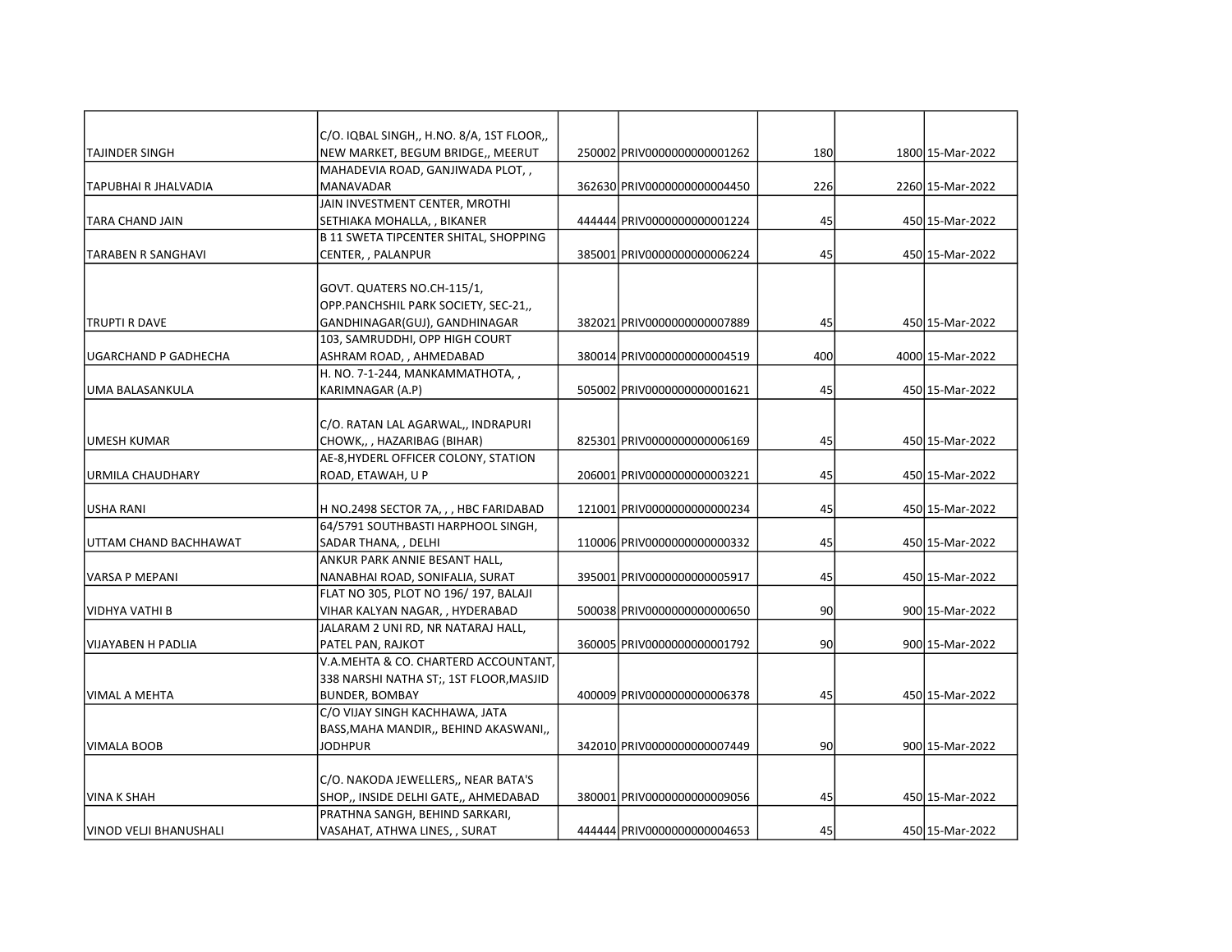| | | | | | | |
|---|---|---|---|---|---|---|
| TAJINDER SINGH | C/O. IQBAL SINGH,, H.NO. 8/A, 1ST FLOOR,, NEW MARKET, BEGUM BRIDGE,, MEERUT | 250002 | PRIV0000000000001262 | 180 | 1800 | 15-Mar-2022 |
| TAPUBHAI R JHALVADIA | MAHADEVIA ROAD, GANJIWADA PLOT, , MANAVADAR | 362630 | PRIV0000000000004450 | 226 | 2260 | 15-Mar-2022 |
| TARA CHAND JAIN | JAIN INVESTMENT CENTER, MROTHI SETHIAKA MOHALLA, , BIKANER | 444444 | PRIV0000000000001224 | 45 | 450 | 15-Mar-2022 |
| TARABEN R SANGHAVI | B 11 SWETA TIPCENTER SHITAL, SHOPPING CENTER, , PALANPUR | 385001 | PRIV0000000000006224 | 45 | 450 | 15-Mar-2022 |
| TRUPTI R DAVE | GOVT. QUATERS NO.CH-115/1, OPP.PANCHSHIL PARK SOCIETY, SEC-21,, GANDHINAGAR(GUJ), GANDHINAGAR | 382021 | PRIV0000000000007889 | 45 | 450 | 15-Mar-2022 |
| UGARCHAND P GADHECHA | 103, SAMRUDDHI, OPP HIGH COURT ASHRAM ROAD, , AHMEDABAD | 380014 | PRIV0000000000004519 | 400 | 4000 | 15-Mar-2022 |
| UMA BALASANKULA | H. NO. 7-1-244, MANKAMMATHOTA, , KARIMNAGAR (A.P) | 505002 | PRIV0000000000001621 | 45 | 450 | 15-Mar-2022 |
| UMESH KUMAR | C/O. RATAN LAL AGARWAL,, INDRAPURI CHOWK,, , HAZARIBAG (BIHAR) | 825301 | PRIV0000000000006169 | 45 | 450 | 15-Mar-2022 |
| URMILA CHAUDHARY | AE-8,HYDERL OFFICER COLONY, STATION ROAD, ETAWAH, U P | 206001 | PRIV0000000000003221 | 45 | 450 | 15-Mar-2022 |
| USHA RANI | H NO.2498 SECTOR 7A, , , HBC FARIDABAD | 121001 | PRIV0000000000000234 | 45 | 450 | 15-Mar-2022 |
| UTTAM CHAND BACHHAWAT | 64/5791 SOUTHBASTI HARPHOOL SINGH, SADAR THANA, , DELHI | 110006 | PRIV0000000000000332 | 45 | 450 | 15-Mar-2022 |
| VARSA P MEPANI | ANKUR PARK ANNIE BESANT HALL, NANABHAI ROAD, SONIFALIA, SURAT | 395001 | PRIV0000000000005917 | 45 | 450 | 15-Mar-2022 |
| VIDHYA VATHI B | FLAT NO 305, PLOT NO 196/ 197, BALAJI VIHAR KALYAN NAGAR, , HYDERABAD | 500038 | PRIV0000000000000650 | 90 | 900 | 15-Mar-2022 |
| VIJAYABEN H PADLIA | JALARAM 2 UNI RD, NR NATARAJ HALL, PATEL PAN, RAJKOT | 360005 | PRIV0000000000001792 | 90 | 900 | 15-Mar-2022 |
| VIMAL A MEHTA | V.A.MEHTA & CO. CHARTERD ACCOUNTANT, 338 NARSHI NATHA ST;, 1ST FLOOR,MASJID BUNDER, BOMBAY | 400009 | PRIV0000000000006378 | 45 | 450 | 15-Mar-2022 |
| VIMALA BOOB | C/O VIJAY SINGH KACHHAWA, JATA BASS,MAHA MANDIR,, BEHIND AKASWANI,, JODHPUR | 342010 | PRIV0000000000007449 | 90 | 900 | 15-Mar-2022 |
| VINA K SHAH | C/O. NAKODA JEWELLERS,, NEAR BATA'S SHOP,, INSIDE DELHI GATE,, AHMEDABAD | 380001 | PRIV0000000000009056 | 45 | 450 | 15-Mar-2022 |
| VINOD VELJI BHANUSHALI | PRATHNA SANGH, BEHIND SARKARI, VASAHAT, ATHWA LINES, , SURAT | 444444 | PRIV0000000000004653 | 45 | 450 | 15-Mar-2022 |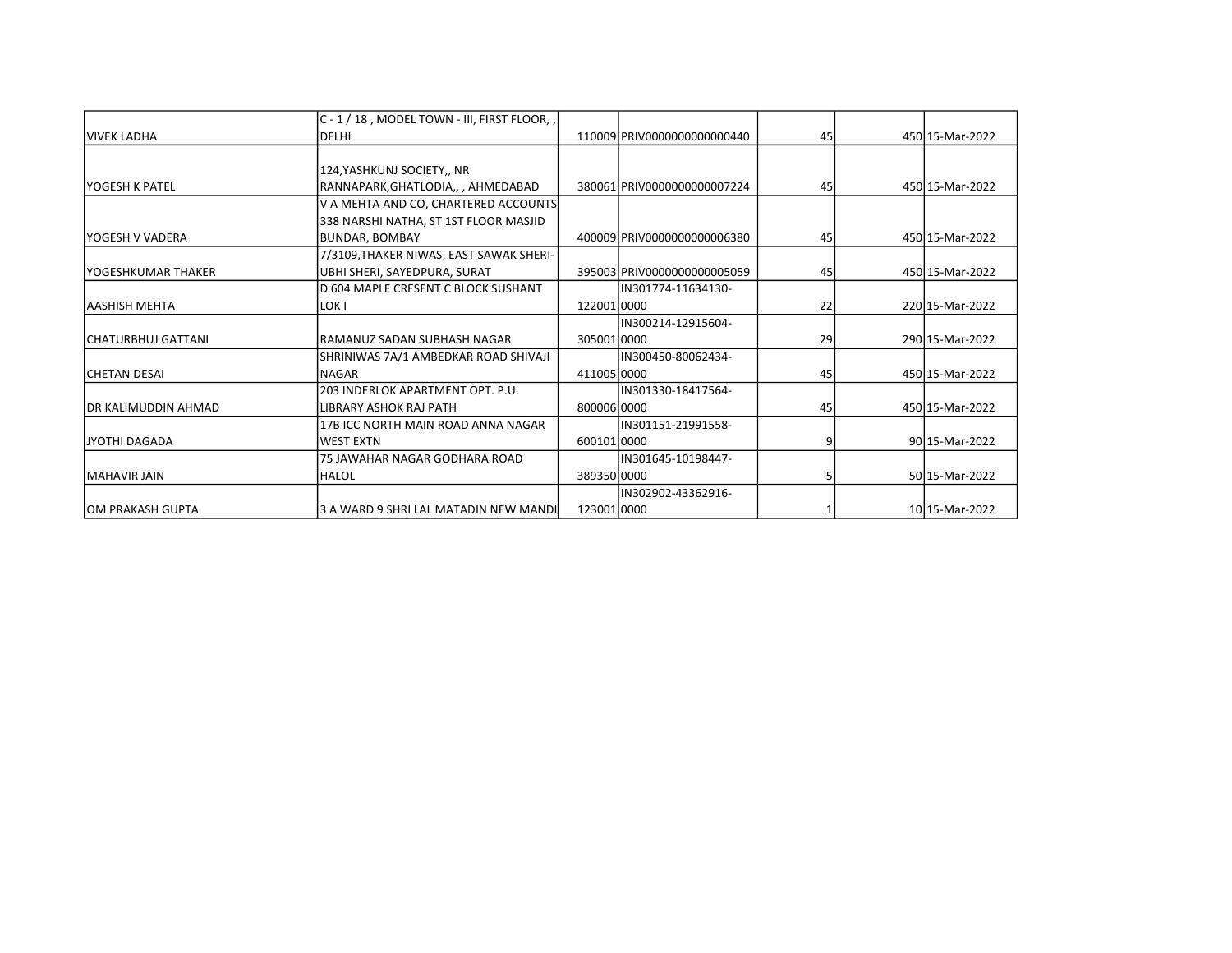| | | | | | | |
|---|---|---|---|---|---|---|
| VIVEK LADHA | C - 1 / 18 , MODEL TOWN - III, FIRST FLOOR, , DELHI | 110009 | PRIV0000000000000440 | 45 | 450 | 15-Mar-2022 |
| YOGESH K PATEL | 124,YASHKUNJ SOCIETY,, NR RANNAPARK,GHATLODIA,, , AHMEDABAD | 380061 | PRIV0000000000007224 | 45 | 450 | 15-Mar-2022 |
| YOGESH V VADERA | V A MEHTA AND CO, CHARTERED ACCOUNTS 338 NARSHI NATHA, ST 1ST FLOOR MASJID BUNDAR, BOMBAY | 400009 | PRIV0000000000006380 | 45 | 450 | 15-Mar-2022 |
| YOGESHKUMAR THAKER | 7/3109,THAKER NIWAS, EAST SAWAK SHERI-UBHI SHERI, SAYEDPURA, SURAT | 395003 | PRIV0000000000005059 | 45 | 450 | 15-Mar-2022 |
| AASHISH MEHTA | D 604 MAPLE CRESENT C BLOCK SUSHANT LOK I | 122001 | IN301774-11634130-0000 | 22 | 220 | 15-Mar-2022 |
| CHATURBHUJ GATTANI | RAMANUZ SADAN SUBHASH NAGAR | 305001 | IN300214-12915604-0000 | 29 | 290 | 15-Mar-2022 |
| CHETAN DESAI | SHRINIWAS 7A/1 AMBEDKAR ROAD SHIVAJI NAGAR | 411005 | IN300450-80062434-0000 | 45 | 450 | 15-Mar-2022 |
| DR KALIMUDDIN AHMAD | 203 INDERLOK APARTMENT OPT. P.U. LIBRARY ASHOK RAJ PATH | 800006 | IN301330-18417564-0000 | 45 | 450 | 15-Mar-2022 |
| JYOTHI DAGADA | 17B ICC NORTH MAIN ROAD ANNA NAGAR WEST EXTN | 600101 | IN301151-21991558-0000 | 9 | 90 | 15-Mar-2022 |
| MAHAVIR JAIN | 75 JAWAHAR NAGAR GODHARA ROAD HALOL | 389350 | IN301645-10198447-0000 | 5 | 50 | 15-Mar-2022 |
| OM PRAKASH GUPTA | 3 A WARD 9 SHRI LAL MATADIN NEW MANDI | 123001 | IN302902-43362916-0000 | 1 | 10 | 15-Mar-2022 |